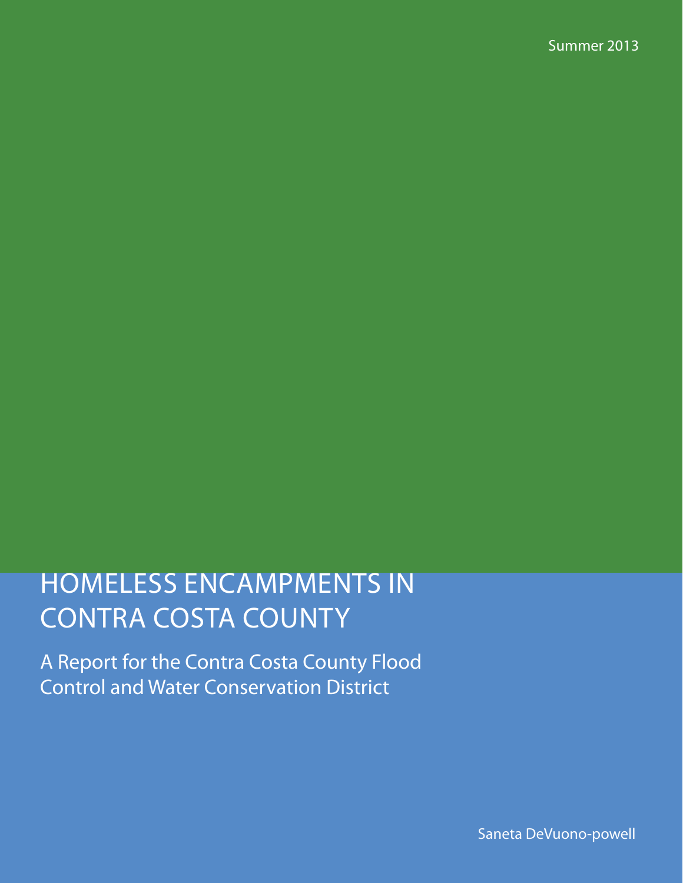Summer 2013

# HOMELESS ENCAMPMENTS IN CONTRA COSTA COUNTY

## A Report for the Contra Costa County Flood Control and Water Conservation District

Saneta DeVuono-powell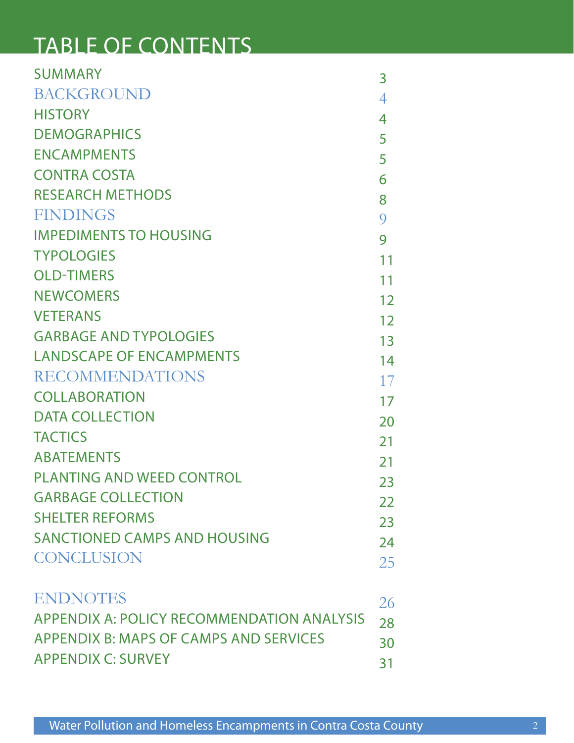# TABLE OF CONTENTS

| | |
|---|---|
| SUMMARY | 3 |
| BACKGROUND | 4 |
| HISTORY | 4 |
| DEMOGRAPHICS | 5 |
| ENCAMPMENTS | 5 |
| CONTRA COSTA | 6 |
| RESEARCH METHODS | 8 |
| FINDINGS | 9 |
| IMPEDIMENTS TO HOUSING | 9 |
| TYPOLOGIES | 11 |
| OLD-TIMERS | 11 |
| NEWCOMERS | 12 |
| VETERANS | 12 |
| GARBAGE AND TYPOLOGIES | 13 |
| LANDSCAPE OF ENCAMPMENTS | 14 |
| RECOMMENDATIONS | 17 |
| COLLABORATION | 17 |
| DATA COLLECTION | 20 |
| TACTICS | 21 |
| ABATEMENTS | 21 |
| PLANTING AND WEED CONTROL | 23 |
| GARBAGE COLLECTION | 22 |
| SHELTER REFORMS | 23 |
| SANCTIONED CAMPS AND HOUSING | 24 |
| CONCLUSION | 25 |
| ENDNOTES | 26 |
| APPENDIX A: POLICY RECOMMENDATION ANALYSIS | 28 |
| APPENDIX B: MAPS OF CAMPS AND SERVICES | 30 |
| APPENDIX C: SURVEY | 31 |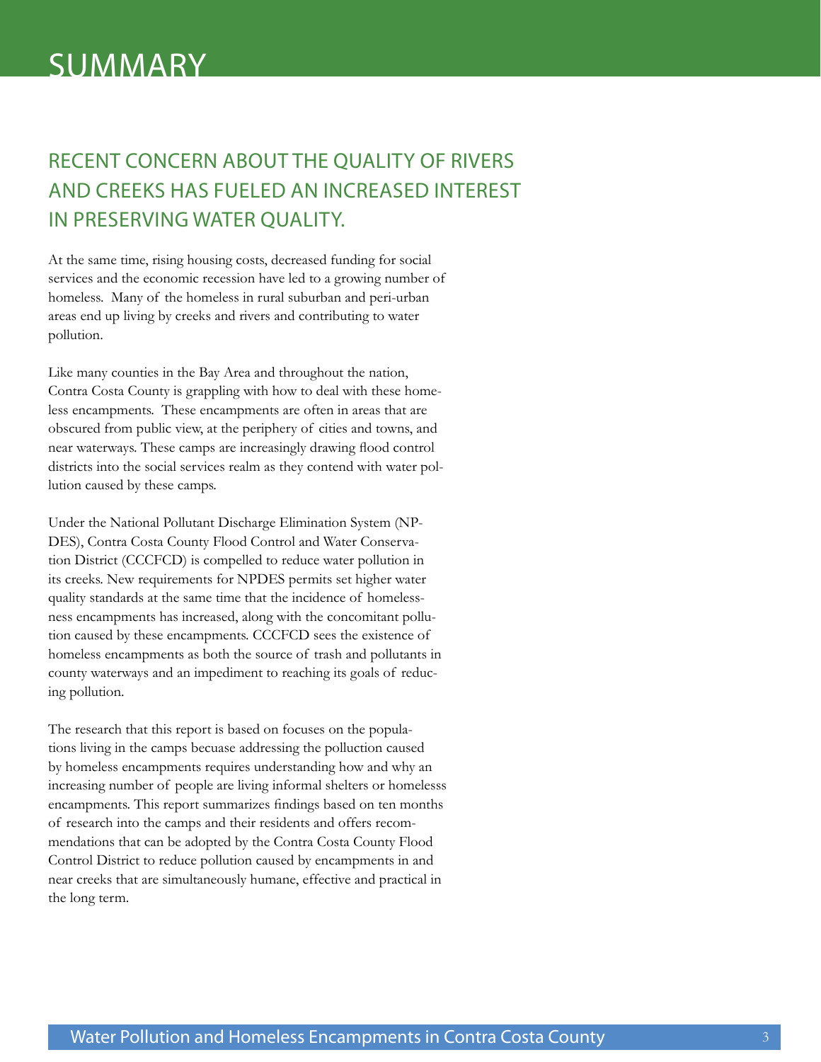# SUMMARY

## RECENT CONCERN ABOUT THE QUALITY OF RIVERS AND CREEKS HAS FUELED AN INCREASED INTEREST IN PRESERVING WATER QUALITY.

At the same time, rising housing costs, decreased funding for social services and the economic recession have led to a growing number of homeless. Many of the homeless in rural suburban and peri-urban areas end up living by creeks and rivers and contributing to water pollution.

Like many counties in the Bay Area and throughout the nation, Contra Costa County is grappling with how to deal with these homeless encampments. These encampments are often in areas that are obscured from public view, at the periphery of cities and towns, and near waterways. These camps are increasingly drawing flood control districts into the social services realm as they contend with water pollution caused by these camps.

Under the National Pollutant Discharge Elimination System (NPDES), Contra Costa County Flood Control and Water Conservation District (CCCFCD) is compelled to reduce water pollution in its creeks. New requirements for NPDES permits set higher water quality standards at the same time that the incidence of homelessness encampments has increased, along with the concomitant pollution caused by these encampments. CCCFCD sees the existence of homeless encampments as both the source of trash and pollutants in county waterways and an impediment to reaching its goals of reducing pollution.

The research that this report is based on focuses on the populations living in the camps becuase addressing the polluction caused by homeless encampments requires understanding how and why an increasing number of people are living informal shelters or homelesss encampments. This report summarizes findings based on ten months of research into the camps and their residents and offers recommendations that can be adopted by the Contra Costa County Flood Control District to reduce pollution caused by encampments in and near creeks that are simultaneously humane, effective and practical in the long term.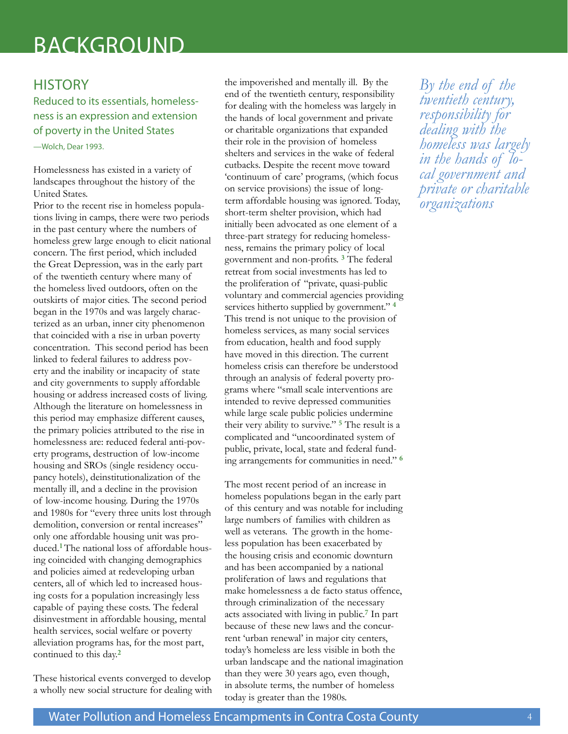# BACKGROUND

## HISTORY

Reduced to its essentials, homelessness is an expression and extension of poverty in the United States

—Wolch, Dear 1993.

Homelessness has existed in a variety of landscapes throughout the history of the United States.

Prior to the recent rise in homeless populations living in camps, there were two periods in the past century where the numbers of homeless grew large enough to elicit national concern. The first period, which included the Great Depression, was in the early part of the twentieth century where many of the homeless lived outdoors, often on the outskirts of major cities. The second period began in the 1970s and was largely characterized as an urban, inner city phenomenon that coincided with a rise in urban poverty concentration. This second period has been linked to federal failures to address poverty and the inability or incapacity of state and city governments to supply affordable housing or address increased costs of living. Although the literature on homelessness in this period may emphasize different causes, the primary policies attributed to the rise in homelessness are: reduced federal anti-poverty programs, destruction of low-income housing and SROs (single residency occupancy hotels), deinstitutionalization of the mentally ill, and a decline in the provision of low-income housing. During the 1970s and 1980s for "every three units lost through demolition, conversion or rental increases" only one affordable housing unit was produced.[1] The national loss of affordable housing coincided with changing demographics and policies aimed at redeveloping urban centers, all of which led to increased housing costs for a population increasingly less capable of paying these costs. The federal disinvestment in affordable housing, mental health services, social welfare or poverty alleviation programs has, for the most part, continued to this day.[2]

These historical events converged to develop a wholly new social structure for dealing with the impoverished and mentally ill. By the end of the twentieth century, responsibility for dealing with the homeless was largely in the hands of local government and private or charitable organizations that expanded their role in the provision of homeless shelters and services in the wake of federal cutbacks. Despite the recent move toward 'continuum of care' programs, (which focus on service provisions) the issue of long-term affordable housing was ignored. Today, short-term shelter provision, which had initially been advocated as one element of a three-part strategy for reducing homelessness, remains the primary policy of local government and non-profits.[3] The federal retreat from social investments has led to the proliferation of "private, quasi-public voluntary and commercial agencies providing services hitherto supplied by government."[4] This trend is not unique to the provision of homeless services, as many social services from education, health and food supply have moved in this direction. The current homeless crisis can therefore be understood through an analysis of federal poverty programs where "small scale interventions are intended to revive depressed communities while large scale public policies undermine their very ability to survive."[5] The result is a complicated and "uncoordinated system of public, private, local, state and federal funding arrangements for communities in need."[6]

The most recent period of an increase in homeless populations began in the early part of this century and was notable for including large numbers of families with children as well as veterans. The growth in the homeless population has been exacerbated by the housing crisis and economic downturn and has been accompanied by a national proliferation of laws and regulations that make homelessness a de facto status offence, through criminalization of the necessary acts associated with living in public.[7] In part because of these new laws and the concurrent 'urban renewal' in major city centers, today's homeless are less visible in both the urban landscape and the national imagination than they were 30 years ago, even though, in absolute terms, the number of homeless today is greater than the 1980s.

*By the end of the twentieth century, responsibility for dealing with the homeless was largely in the hands of local government and private or charitable organizations*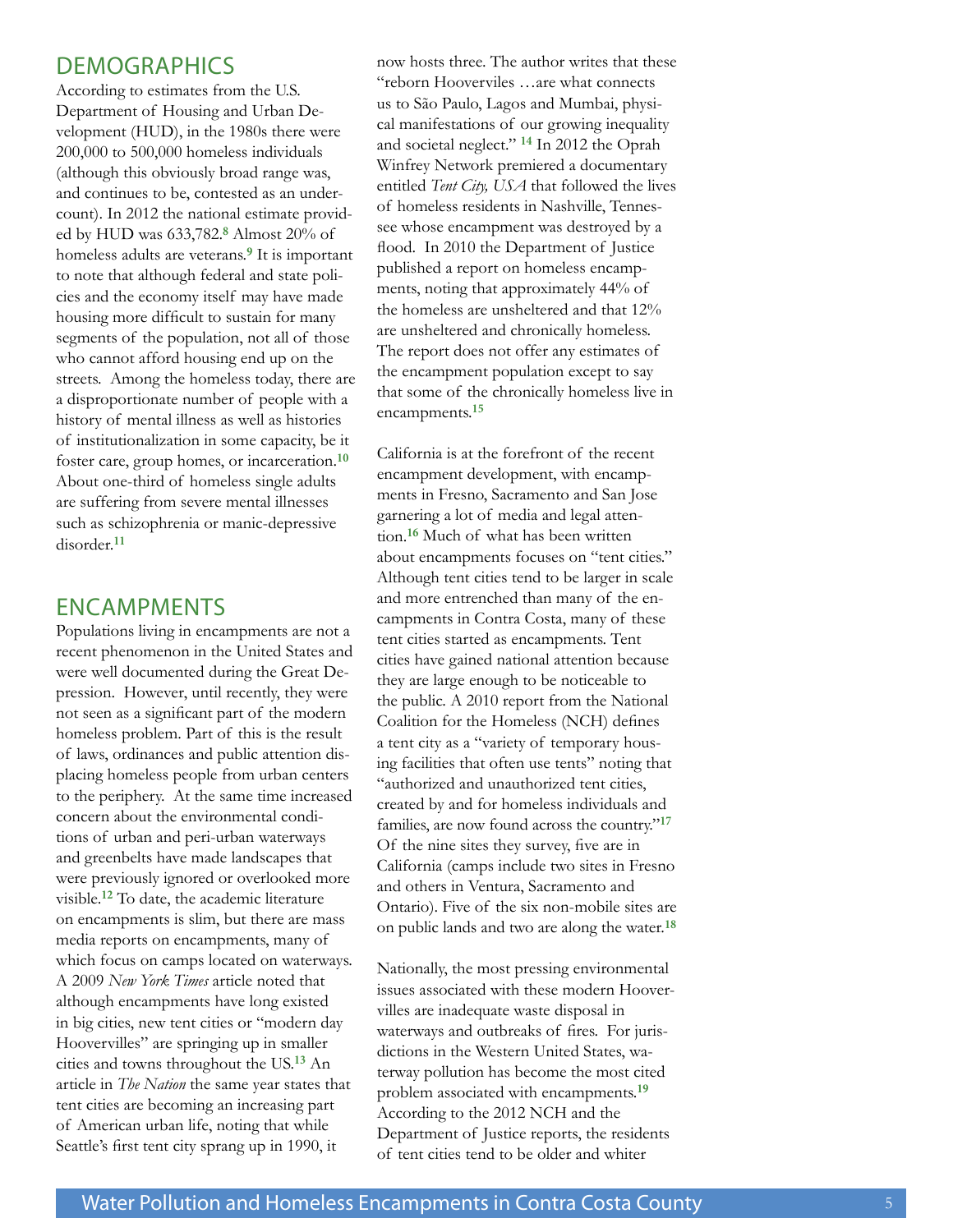## DEMOGRAPHICS

According to estimates from the U.S. Department of Housing and Urban Development (HUD), in the 1980s there were 200,000 to 500,000 homeless individuals (although this obviously broad range was, and continues to be, contested as an undercount). In 2012 the national estimate provided by HUD was 633,782.[8] Almost 20% of homeless adults are veterans.[9] It is important to note that although federal and state policies and the economy itself may have made housing more difficult to sustain for many segments of the population, not all of those who cannot afford housing end up on the streets. Among the homeless today, there are a disproportionate number of people with a history of mental illness as well as histories of institutionalization in some capacity, be it foster care, group homes, or incarceration.[10] About one-third of homeless single adults are suffering from severe mental illnesses such as schizophrenia or manic-depressive disorder.[11]

## ENCAMPMENTS

Populations living in encampments are not a recent phenomenon in the United States and were well documented during the Great Depression. However, until recently, they were not seen as a significant part of the modern homeless problem. Part of this is the result of laws, ordinances and public attention displacing homeless people from urban centers to the periphery. At the same time increased concern about the environmental conditions of urban and peri-urban waterways and greenbelts have made landscapes that were previously ignored or overlooked more visible.[12] To date, the academic literature on encampments is slim, but there are mass media reports on encampments, many of which focus on camps located on waterways. A 2009 *New York Times* article noted that although encampments have long existed in big cities, new tent cities or "modern day Hoovervilles" are springing up in smaller cities and towns throughout the US.[13] An article in *The Nation* the same year states that tent cities are becoming an increasing part of American urban life, noting that while Seattle's first tent city sprang up in 1990, it now hosts three. The author writes that these "reborn Hoovervilles …are what connects us to São Paulo, Lagos and Mumbai, physical manifestations of our growing inequality and societal neglect." [14] In 2012 the Oprah Winfrey Network premiered a documentary entitled *Tent City, USA* that followed the lives of homeless residents in Nashville, Tennessee whose encampment was destroyed by a flood. In 2010 the Department of Justice published a report on homeless encampments, noting that approximately 44% of the homeless are unsheltered and that 12% are unsheltered and chronically homeless. The report does not offer any estimates of the encampment population except to say that some of the chronically homeless live in encampments.[15]

California is at the forefront of the recent encampment development, with encampments in Fresno, Sacramento and San Jose garnering a lot of media and legal attention.[16] Much of what has been written about encampments focuses on "tent cities." Although tent cities tend to be larger in scale and more entrenched than many of the encampments in Contra Costa, many of these tent cities started as encampments. Tent cities have gained national attention because they are large enough to be noticeable to the public. A 2010 report from the National Coalition for the Homeless (NCH) defines a tent city as a "variety of temporary housing facilities that often use tents" noting that "authorized and unauthorized tent cities, created by and for homeless individuals and families, are now found across the country."[17] Of the nine sites they survey, five are in California (camps include two sites in Fresno and others in Ventura, Sacramento and Ontario). Five of the six non-mobile sites are on public lands and two are along the water.[18]

Nationally, the most pressing environmental issues associated with these modern Hoovervilles are inadequate waste disposal in waterways and outbreaks of fires. For jurisdictions in the Western United States, waterway pollution has become the most cited problem associated with encampments.[19] According to the 2012 NCH and the Department of Justice reports, the residents of tent cities tend to be older and whiter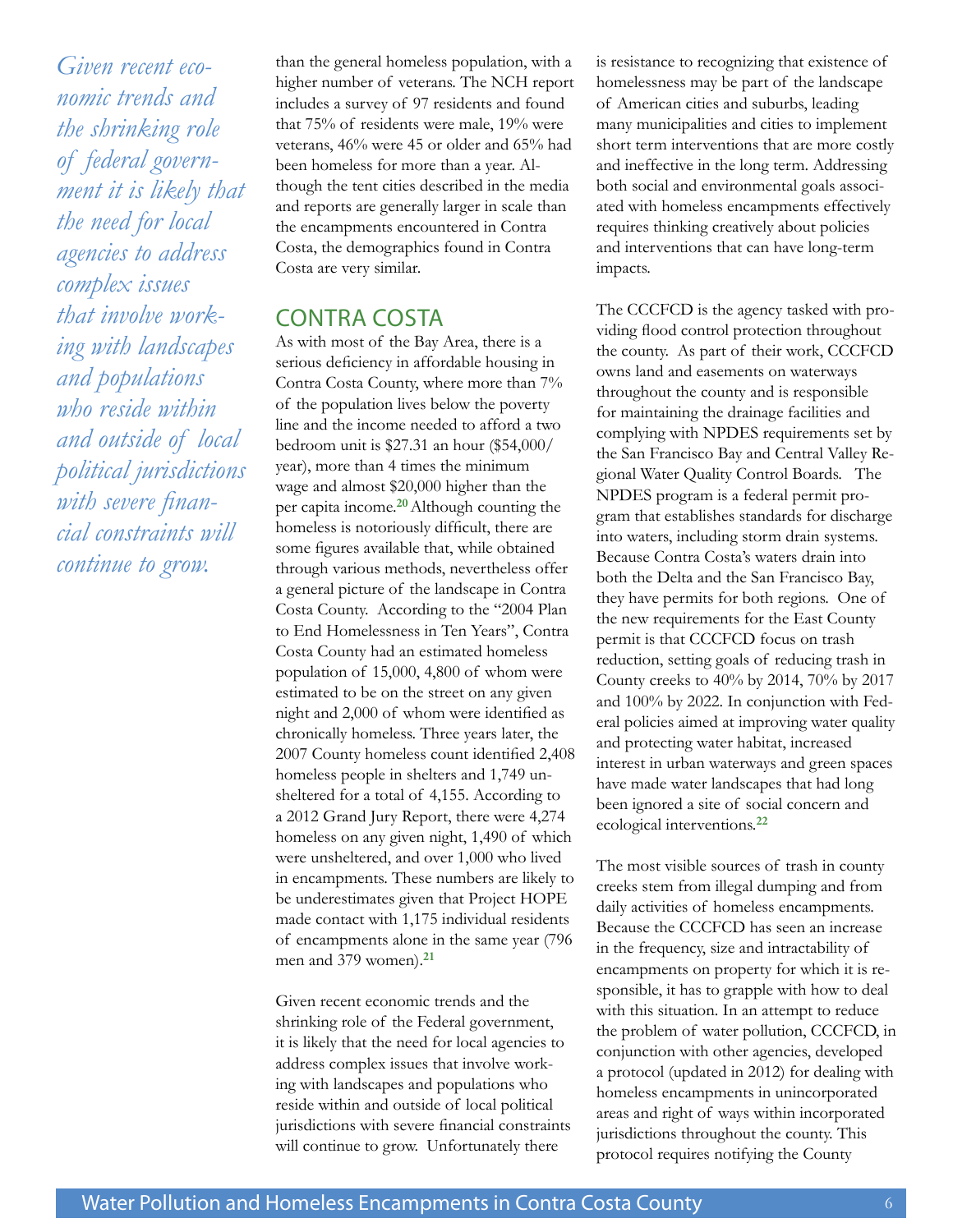*Given recent economic trends and the shrinking role of federal government it is likely that the need for local agencies to address complex issues that involve working with landscapes and populations who reside within and outside of local political jurisdictions with severe financial constraints will continue to grow.*

than the general homeless population, with a higher number of veterans. The NCH report includes a survey of 97 residents and found that 75% of residents were male, 19% were veterans, 46% were 45 or older and 65% had been homeless for more than a year. Although the tent cities described in the media and reports are generally larger in scale than the encampments encountered in Contra Costa, the demographics found in Contra Costa are very similar.

## CONTRA COSTA

As with most of the Bay Area, there is a serious deficiency in affordable housing in Contra Costa County, where more than 7% of the population lives below the poverty line and the income needed to afford a two bedroom unit is $27.31 an hour ($54,000/year), more than 4 times the minimum wage and almost $20,000 higher than the per capita income.[20] Although counting the homeless is notoriously difficult, there are some figures available that, while obtained through various methods, nevertheless offer a general picture of the landscape in Contra Costa County. According to the "2004 Plan to End Homelessness in Ten Years", Contra Costa County had an estimated homeless population of 15,000, 4,800 of whom were estimated to be on the street on any given night and 2,000 of whom were identified as chronically homeless. Three years later, the 2007 County homeless count identified 2,408 homeless people in shelters and 1,749 unsheltered for a total of 4,155. According to a 2012 Grand Jury Report, there were 4,274 homeless on any given night, 1,490 of which were unsheltered, and over 1,000 who lived in encampments. These numbers are likely to be underestimates given that Project HOPE made contact with 1,175 individual residents of encampments alone in the same year (796 men and 379 women).[21]

Given recent economic trends and the shrinking role of the Federal government, it is likely that the need for local agencies to address complex issues that involve working with landscapes and populations who reside within and outside of local political jurisdictions with severe financial constraints will continue to grow. Unfortunately there is resistance to recognizing that existence of homelessness may be part of the landscape of American cities and suburbs, leading many municipalities and cities to implement short term interventions that are more costly and ineffective in the long term. Addressing both social and environmental goals associated with homeless encampments effectively requires thinking creatively about policies and interventions that can have long-term impacts.

The CCCFCD is the agency tasked with providing flood control protection throughout the county. As part of their work, CCCFCD owns land and easements on waterways throughout the county and is responsible for maintaining the drainage facilities and complying with NPDES requirements set by the San Francisco Bay and Central Valley Regional Water Quality Control Boards. The NPDES program is a federal permit program that establishes standards for discharge into waters, including storm drain systems. Because Contra Costa's waters drain into both the Delta and the San Francisco Bay, they have permits for both regions. One of the new requirements for the East County permit is that CCCFCD focus on trash reduction, setting goals of reducing trash in County creeks to 40% by 2014, 70% by 2017 and 100% by 2022. In conjunction with Federal policies aimed at improving water quality and protecting water habitat, increased interest in urban waterways and green spaces have made water landscapes that had long been ignored a site of social concern and ecological interventions.[22]

The most visible sources of trash in county creeks stem from illegal dumping and from daily activities of homeless encampments. Because the CCCFCD has seen an increase in the frequency, size and intractability of encampments on property for which it is responsible, it has to grapple with how to deal with this situation. In an attempt to reduce the problem of water pollution, CCCFCD, in conjunction with other agencies, developed a protocol (updated in 2012) for dealing with homeless encampments in unincorporated areas and right of ways within incorporated jurisdictions throughout the county. This protocol requires notifying the County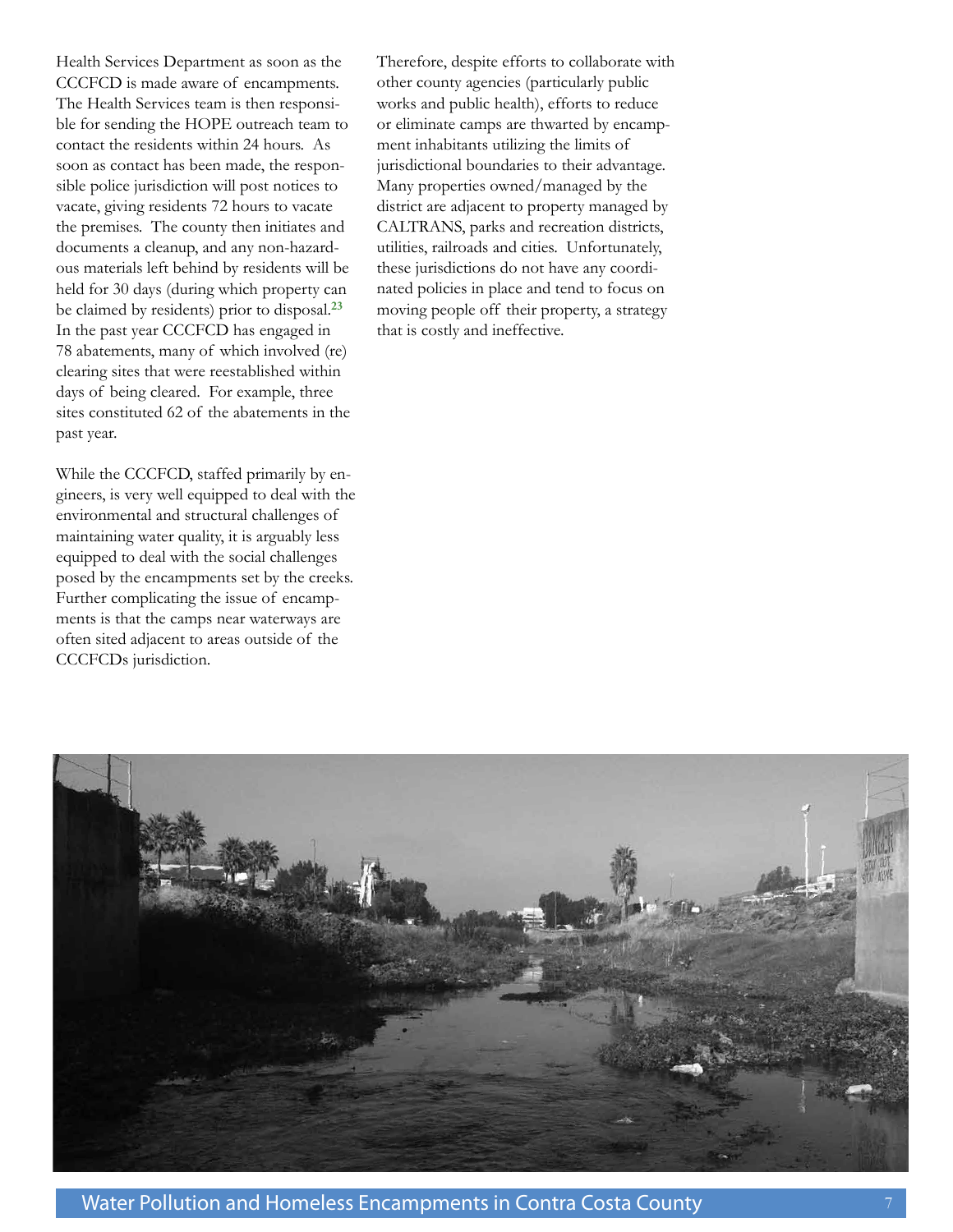Health Services Department as soon as the CCCFCD is made aware of encampments. The Health Services team is then responsible for sending the HOPE outreach team to contact the residents within 24 hours. As soon as contact has been made, the responsible police jurisdiction will post notices to vacate, giving residents 72 hours to vacate the premises. The county then initiates and documents a cleanup, and any non-hazardous materials left behind by residents will be held for 30 days (during which property can be claimed by residents) prior to disposal.[23] In the past year CCCFCD has engaged in 78 abatements, many of which involved (re) clearing sites that were reestablished within days of being cleared. For example, three sites constituted 62 of the abatements in the past year.

While the CCCFCD, staffed primarily by engineers, is very well equipped to deal with the environmental and structural challenges of maintaining water quality, it is arguably less equipped to deal with the social challenges posed by the encampments set by the creeks. Further complicating the issue of encampments is that the camps near waterways are often sited adjacent to areas outside of the CCCFCDs jurisdiction.

Therefore, despite efforts to collaborate with other county agencies (particularly public works and public health), efforts to reduce or eliminate camps are thwarted by encampment inhabitants utilizing the limits of jurisdictional boundaries to their advantage. Many properties owned/managed by the district are adjacent to property managed by CALTRANS, parks and recreation districts, utilities, railroads and cities. Unfortunately, these jurisdictions do not have any coordinated policies in place and tend to focus on moving people off their property, a strategy that is costly and ineffective.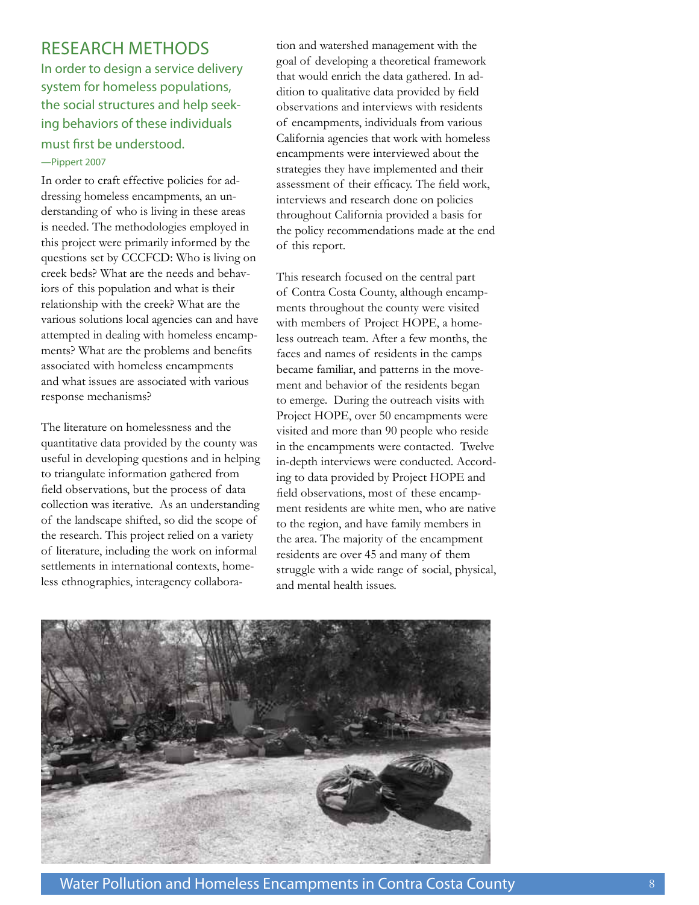## RESEARCH METHODS

> In order to design a service delivery system for homeless populations, the social structures and help seeking behaviors of these individuals must first be understood.
>
> —Pippert 2007

In order to craft effective policies for addressing homeless encampments, an understanding of who is living in these areas is needed. The methodologies employed in this project were primarily informed by the questions set by CCCFCD: Who is living on creek beds? What are the needs and behaviors of this population and what is their relationship with the creek? What are the various solutions local agencies can and have attempted in dealing with homeless encampments? What are the problems and benefits associated with homeless encampments and what issues are associated with various response mechanisms?

The literature on homelessness and the quantitative data provided by the county was useful in developing questions and in helping to triangulate information gathered from field observations, but the process of data collection was iterative. As an understanding of the landscape shifted, so did the scope of the research. This project relied on a variety of literature, including the work on informal settlements in international contexts, homeless ethnographies, interagency collaboration and watershed management with the goal of developing a theoretical framework that would enrich the data gathered. In addition to qualitative data provided by field observations and interviews with residents of encampments, individuals from various California agencies that work with homeless encampments were interviewed about the strategies they have implemented and their assessment of their efficacy. The field work, interviews and research done on policies throughout California provided a basis for the policy recommendations made at the end of this report.

This research focused on the central part of Contra Costa County, although encampments throughout the county were visited with members of Project HOPE, a homeless outreach team. After a few months, the faces and names of residents in the camps became familiar, and patterns in the movement and behavior of the residents began to emerge. During the outreach visits with Project HOPE, over 50 encampments were visited and more than 90 people who reside in the encampments were contacted. Twelve in-depth interviews were conducted. According to data provided by Project HOPE and field observations, most of these encampment residents are white men, who are native to the region, and have family members in the area. The majority of the encampment residents are over 45 and many of them struggle with a wide range of social, physical, and mental health issues.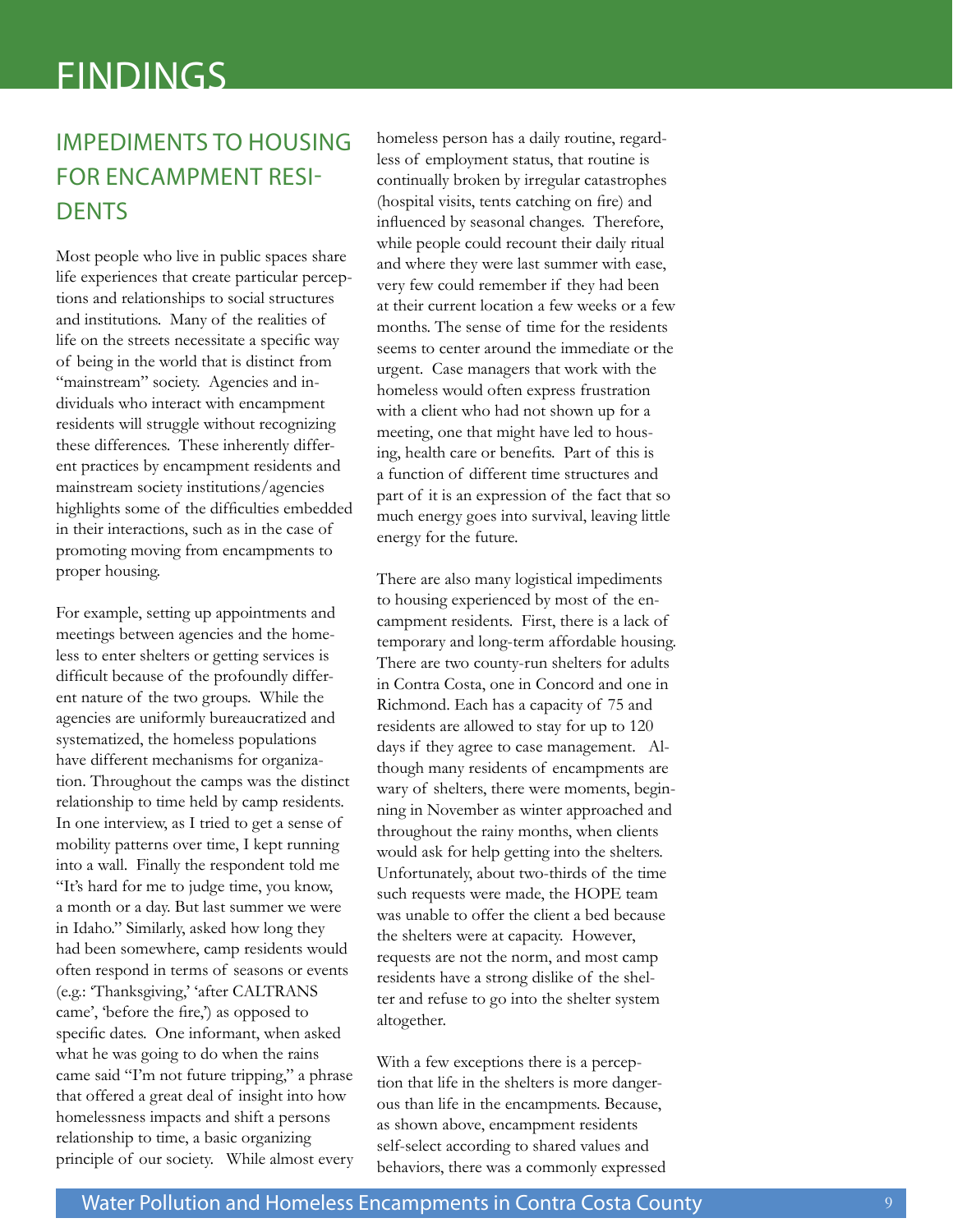# FINDINGS

## IMPEDIMENTS TO HOUSING FOR ENCAMPMENT RESIDENTS

Most people who live in public spaces share life experiences that create particular perceptions and relationships to social structures and institutions. Many of the realities of life on the streets necessitate a specific way of being in the world that is distinct from "mainstream" society. Agencies and individuals who interact with encampment residents will struggle without recognizing these differences. These inherently different practices by encampment residents and mainstream society institutions/agencies highlights some of the difficulties embedded in their interactions, such as in the case of promoting moving from encampments to proper housing.

For example, setting up appointments and meetings between agencies and the homeless to enter shelters or getting services is difficult because of the profoundly different nature of the two groups. While the agencies are uniformly bureaucratized and systematized, the homeless populations have different mechanisms for organization. Throughout the camps was the distinct relationship to time held by camp residents. In one interview, as I tried to get a sense of mobility patterns over time, I kept running into a wall. Finally the respondent told me "It's hard for me to judge time, you know, a month or a day. But last summer we were in Idaho." Similarly, asked how long they had been somewhere, camp residents would often respond in terms of seasons or events (e.g.: 'Thanksgiving,' 'after CALTRANS came', 'before the fire,') as opposed to specific dates. One informant, when asked what he was going to do when the rains came said "I'm not future tripping," a phrase that offered a great deal of insight into how homelessness impacts and shift a persons relationship to time, a basic organizing principle of our society. While almost every homeless person has a daily routine, regardless of employment status, that routine is continually broken by irregular catastrophes (hospital visits, tents catching on fire) and influenced by seasonal changes. Therefore, while people could recount their daily ritual and where they were last summer with ease, very few could remember if they had been at their current location a few weeks or a few months. The sense of time for the residents seems to center around the immediate or the urgent. Case managers that work with the homeless would often express frustration with a client who had not shown up for a meeting, one that might have led to housing, health care or benefits. Part of this is a function of different time structures and part of it is an expression of the fact that so much energy goes into survival, leaving little energy for the future.

There are also many logistical impediments to housing experienced by most of the encampment residents. First, there is a lack of temporary and long-term affordable housing. There are two county-run shelters for adults in Contra Costa, one in Concord and one in Richmond. Each has a capacity of 75 and residents are allowed to stay for up to 120 days if they agree to case management. Although many residents of encampments are wary of shelters, there were moments, beginning in November as winter approached and throughout the rainy months, when clients would ask for help getting into the shelters. Unfortunately, about two-thirds of the time such requests were made, the HOPE team was unable to offer the client a bed because the shelters were at capacity. However, requests are not the norm, and most camp residents have a strong dislike of the shelter and refuse to go into the shelter system altogether.

With a few exceptions there is a perception that life in the shelters is more dangerous than life in the encampments. Because, as shown above, encampment residents self-select according to shared values and behaviors, there was a commonly expressed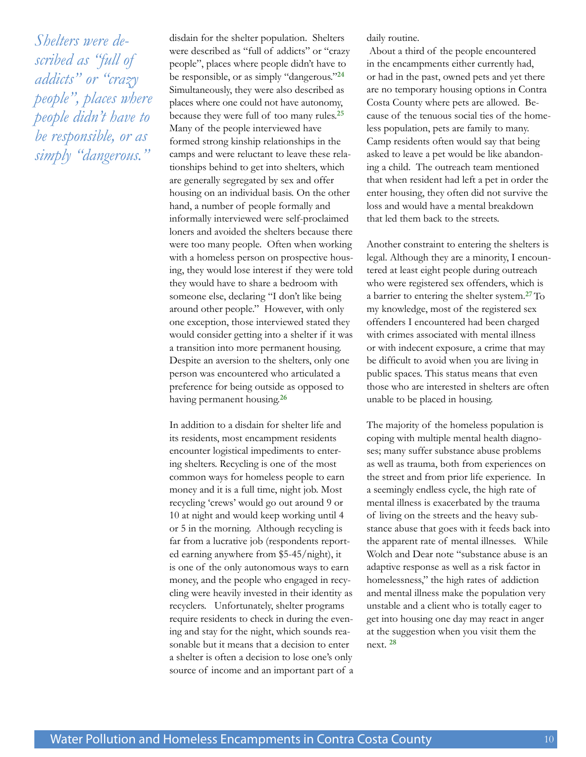*Shelters were described as "full of addicts" or "crazy people", places where people didn't have to be responsible, or as simply "dangerous."*

disdain for the shelter population. Shelters were described as "full of addicts" or "crazy people", places where people didn't have to be responsible, or as simply "dangerous."[24] Simultaneously, they were also described as places where one could not have autonomy, because they were full of too many rules.[25] Many of the people interviewed have formed strong kinship relationships in the camps and were reluctant to leave these relationships behind to get into shelters, which are generally segregated by sex and offer housing on an individual basis. On the other hand, a number of people formally and informally interviewed were self-proclaimed loners and avoided the shelters because there were too many people. Often when working with a homeless person on prospective housing, they would lose interest if they were told they would have to share a bedroom with someone else, declaring "I don't like being around other people." However, with only one exception, those interviewed stated they would consider getting into a shelter if it was a transition into more permanent housing. Despite an aversion to the shelters, only one person was encountered who articulated a preference for being outside as opposed to having permanent housing.[26]

In addition to a disdain for shelter life and its residents, most encampment residents encounter logistical impediments to entering shelters. Recycling is one of the most common ways for homeless people to earn money and it is a full time, night job. Most recycling 'crews' would go out around 9 or 10 at night and would keep working until 4 or 5 in the morning. Although recycling is far from a lucrative job (respondents reported earning anywhere from $5-45/night), it is one of the only autonomous ways to earn money, and the people who engaged in recycling were heavily invested in their identity as recyclers. Unfortunately, shelter programs require residents to check in during the evening and stay for the night, which sounds reasonable but it means that a decision to enter a shelter is often a decision to lose one's only source of income and an important part of a daily routine.

About a third of the people encountered in the encampments either currently had, or had in the past, owned pets and yet there are no temporary housing options in Contra Costa County where pets are allowed. Because of the tenuous social ties of the homeless population, pets are family to many. Camp residents often would say that being asked to leave a pet would be like abandoning a child. The outreach team mentioned that when resident had left a pet in order the enter housing, they often did not survive the loss and would have a mental breakdown that led them back to the streets.

Another constraint to entering the shelters is legal. Although they are a minority, I encountered at least eight people during outreach who were registered sex offenders, which is a barrier to entering the shelter system.[27] To my knowledge, most of the registered sex offenders I encountered had been charged with crimes associated with mental illness or with indecent exposure, a crime that may be difficult to avoid when you are living in public spaces. This status means that even those who are interested in shelters are often unable to be placed in housing.

The majority of the homeless population is coping with multiple mental health diagnoses; many suffer substance abuse problems as well as trauma, both from experiences on the street and from prior life experience. In a seemingly endless cycle, the high rate of mental illness is exacerbated by the trauma of living on the streets and the heavy substance abuse that goes with it feeds back into the apparent rate of mental illnesses. While Wolch and Dear note "substance abuse is an adaptive response as well as a risk factor in homelessness," the high rates of addiction and mental illness make the population very unstable and a client who is totally eager to get into housing one day may react in anger at the suggestion when you visit them the next. [28]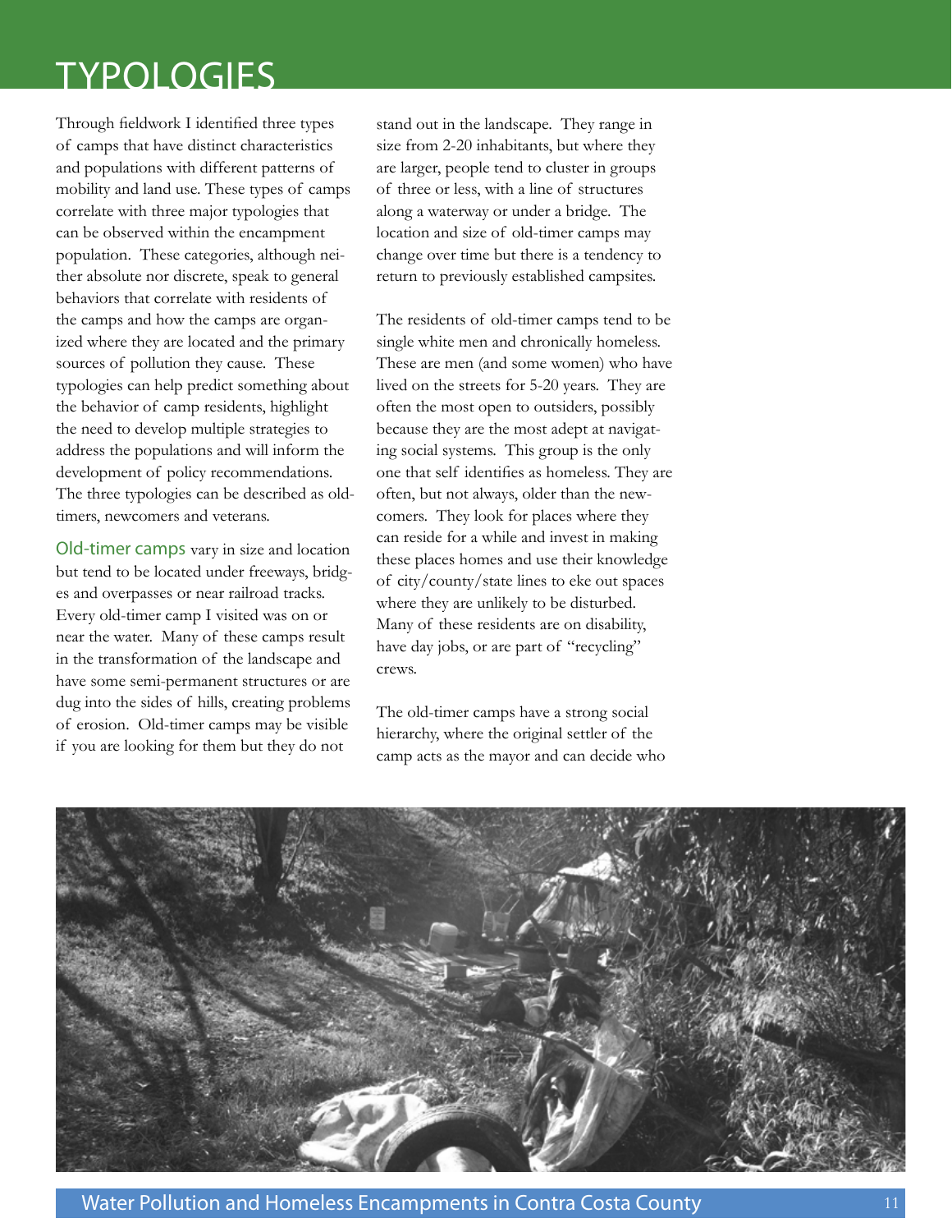# TYPOLOGIES

Through fieldwork I identified three types of camps that have distinct characteristics and populations with different patterns of mobility and land use. These types of camps correlate with three major typologies that can be observed within the encampment population. These categories, although neither absolute nor discrete, speak to general behaviors that correlate with residents of the camps and how the camps are organized where they are located and the primary sources of pollution they cause. These typologies can help predict something about the behavior of camp residents, highlight the need to develop multiple strategies to address the populations and will inform the development of policy recommendations. The three typologies can be described as old-timers, newcomers and veterans.

**Old-timer camps** vary in size and location but tend to be located under freeways, bridges and overpasses or near railroad tracks. Every old-timer camp I visited was on or near the water. Many of these camps result in the transformation of the landscape and have some semi-permanent structures or are dug into the sides of hills, creating problems of erosion. Old-timer camps may be visible if you are looking for them but they do not stand out in the landscape. They range in size from 2-20 inhabitants, but where they are larger, people tend to cluster in groups of three or less, with a line of structures along a waterway or under a bridge. The location and size of old-timer camps may change over time but there is a tendency to return to previously established campsites.

The residents of old-timer camps tend to be single white men and chronically homeless. These are men (and some women) who have lived on the streets for 5-20 years. They are often the most open to outsiders, possibly because they are the most adept at navigating social systems. This group is the only one that self identifies as homeless. They are often, but not always, older than the newcomers. They look for places where they can reside for a while and invest in making these places homes and use their knowledge of city/county/state lines to eke out spaces where they are unlikely to be disturbed. Many of these residents are on disability, have day jobs, or are part of "recycling" crews.

The old-timer camps have a strong social hierarchy, where the original settler of the camp acts as the mayor and can decide who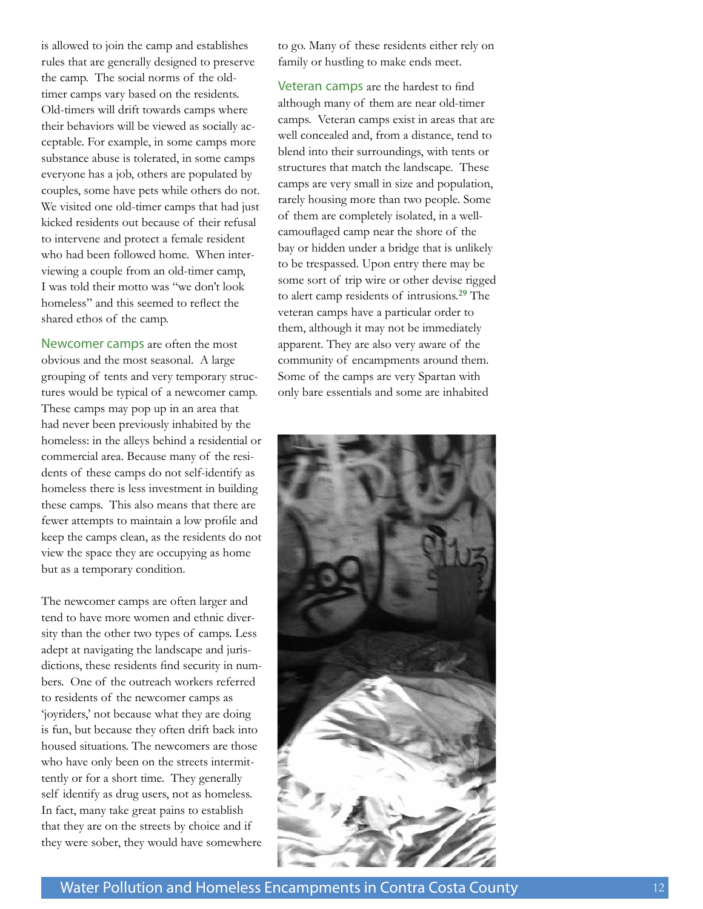is allowed to join the camp and establishes rules that are generally designed to preserve the camp. The social norms of the old-timer camps vary based on the residents. Old-timers will drift towards camps where their behaviors will be viewed as socially acceptable. For example, in some camps more substance abuse is tolerated, in some camps everyone has a job, others are populated by couples, some have pets while others do not. We visited one old-timer camps that had just kicked residents out because of their refusal to intervene and protect a female resident who had been followed home. When interviewing a couple from an old-timer camp, I was told their motto was "we don't look homeless" and this seemed to reflect the shared ethos of the camp.

Newcomer camps are often the most obvious and the most seasonal. A large grouping of tents and very temporary structures would be typical of a newcomer camp. These camps may pop up in an area that had never been previously inhabited by the homeless: in the alleys behind a residential or commercial area. Because many of the residents of these camps do not self-identify as homeless there is less investment in building these camps. This also means that there are fewer attempts to maintain a low profile and keep the camps clean, as the residents do not view the space they are occupying as home but as a temporary condition.

The newcomer camps are often larger and tend to have more women and ethnic diversity than the other two types of camps. Less adept at navigating the landscape and jurisdictions, these residents find security in numbers. One of the outreach workers referred to residents of the newcomer camps as 'joyriders,' not because what they are doing is fun, but because they often drift back into housed situations. The newcomers are those who have only been on the streets intermittently or for a short time. They generally self identify as drug users, not as homeless. In fact, many take great pains to establish that they are on the streets by choice and if they were sober, they would have somewhere to go. Many of these residents either rely on family or hustling to make ends meet.

Veteran camps are the hardest to find although many of them are near old-timer camps. Veteran camps exist in areas that are well concealed and, from a distance, tend to blend into their surroundings, with tents or structures that match the landscape. These camps are very small in size and population, rarely housing more than two people. Some of them are completely isolated, in a well-camouflaged camp near the shore of the bay or hidden under a bridge that is unlikely to be trespassed. Upon entry there may be some sort of trip wire or other devise rigged to alert camp residents of intrusions.[29] The veteran camps have a particular order to them, although it may not be immediately apparent. They are also very aware of the community of encampments around them. Some of the camps are very Spartan with only bare essentials and some are inhabited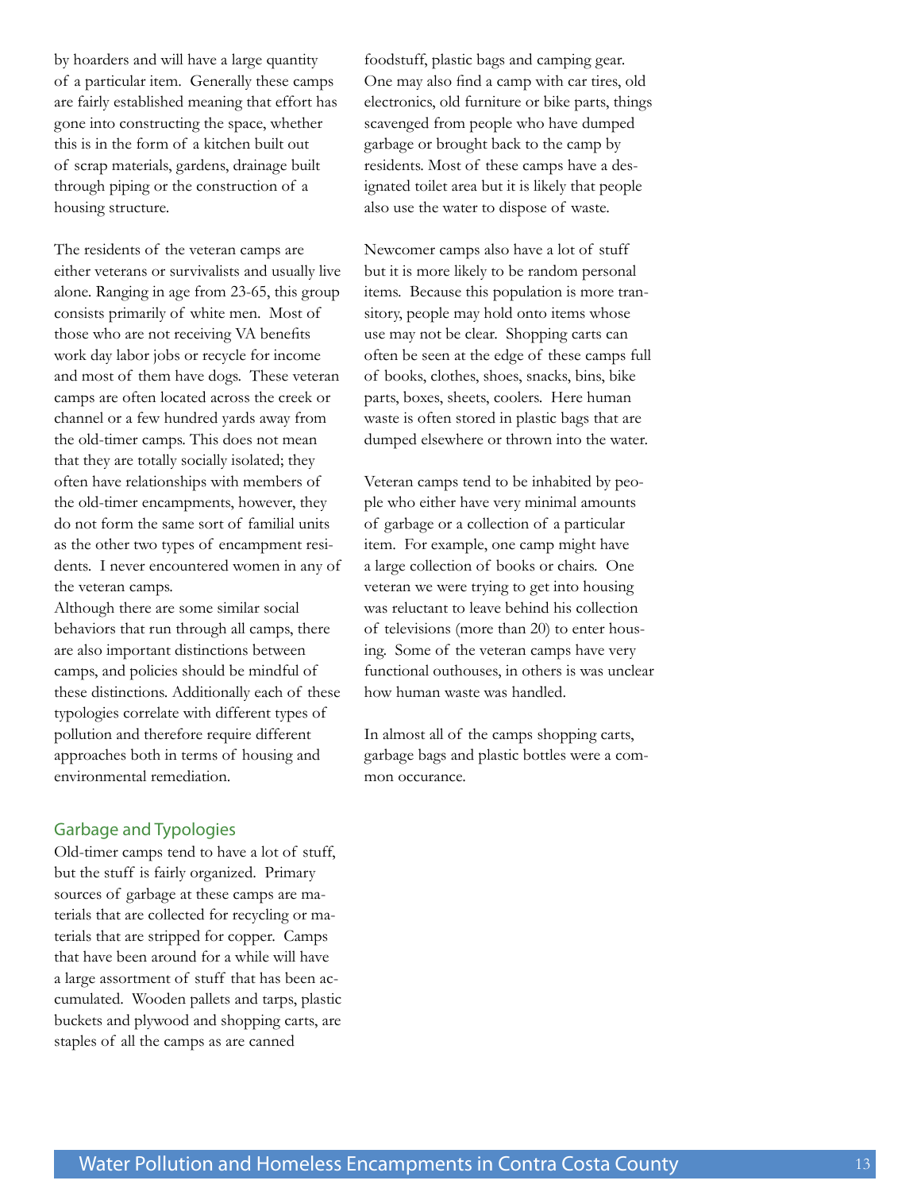by hoarders and will have a large quantity of a particular item. Generally these camps are fairly established meaning that effort has gone into constructing the space, whether this is in the form of a kitchen built out of scrap materials, gardens, drainage built through piping or the construction of a housing structure.

The residents of the veteran camps are either veterans or survivalists and usually live alone. Ranging in age from 23-65, this group consists primarily of white men. Most of those who are not receiving VA benefits work day labor jobs or recycle for income and most of them have dogs. These veteran camps are often located across the creek or channel or a few hundred yards away from the old-timer camps. This does not mean that they are totally socially isolated; they often have relationships with members of the old-timer encampments, however, they do not form the same sort of familial units as the other two types of encampment residents. I never encountered women in any of the veteran camps.
Although there are some similar social behaviors that run through all camps, there are also important distinctions between camps, and policies should be mindful of these distinctions. Additionally each of these typologies correlate with different types of pollution and therefore require different approaches both in terms of housing and environmental remediation.

## Garbage and Typologies

Old-timer camps tend to have a lot of stuff, but the stuff is fairly organized. Primary sources of garbage at these camps are materials that are collected for recycling or materials that are stripped for copper. Camps that have been around for a while will have a large assortment of stuff that has been accumulated. Wooden pallets and tarps, plastic buckets and plywood and shopping carts, are staples of all the camps as are canned foodstuff, plastic bags and camping gear. One may also find a camp with car tires, old electronics, old furniture or bike parts, things scavenged from people who have dumped garbage or brought back to the camp by residents. Most of these camps have a designated toilet area but it is likely that people also use the water to dispose of waste.

Newcomer camps also have a lot of stuff but it is more likely to be random personal items. Because this population is more transitory, people may hold onto items whose use may not be clear. Shopping carts can often be seen at the edge of these camps full of books, clothes, shoes, snacks, bins, bike parts, boxes, sheets, coolers. Here human waste is often stored in plastic bags that are dumped elsewhere or thrown into the water.

Veteran camps tend to be inhabited by people who either have very minimal amounts of garbage or a collection of a particular item. For example, one camp might have a large collection of books or chairs. One veteran we were trying to get into housing was reluctant to leave behind his collection of televisions (more than 20) to enter housing. Some of the veteran camps have very functional outhouses, in others is was unclear how human waste was handled.

In almost all of the camps shopping carts, garbage bags and plastic bottles were a common occurance.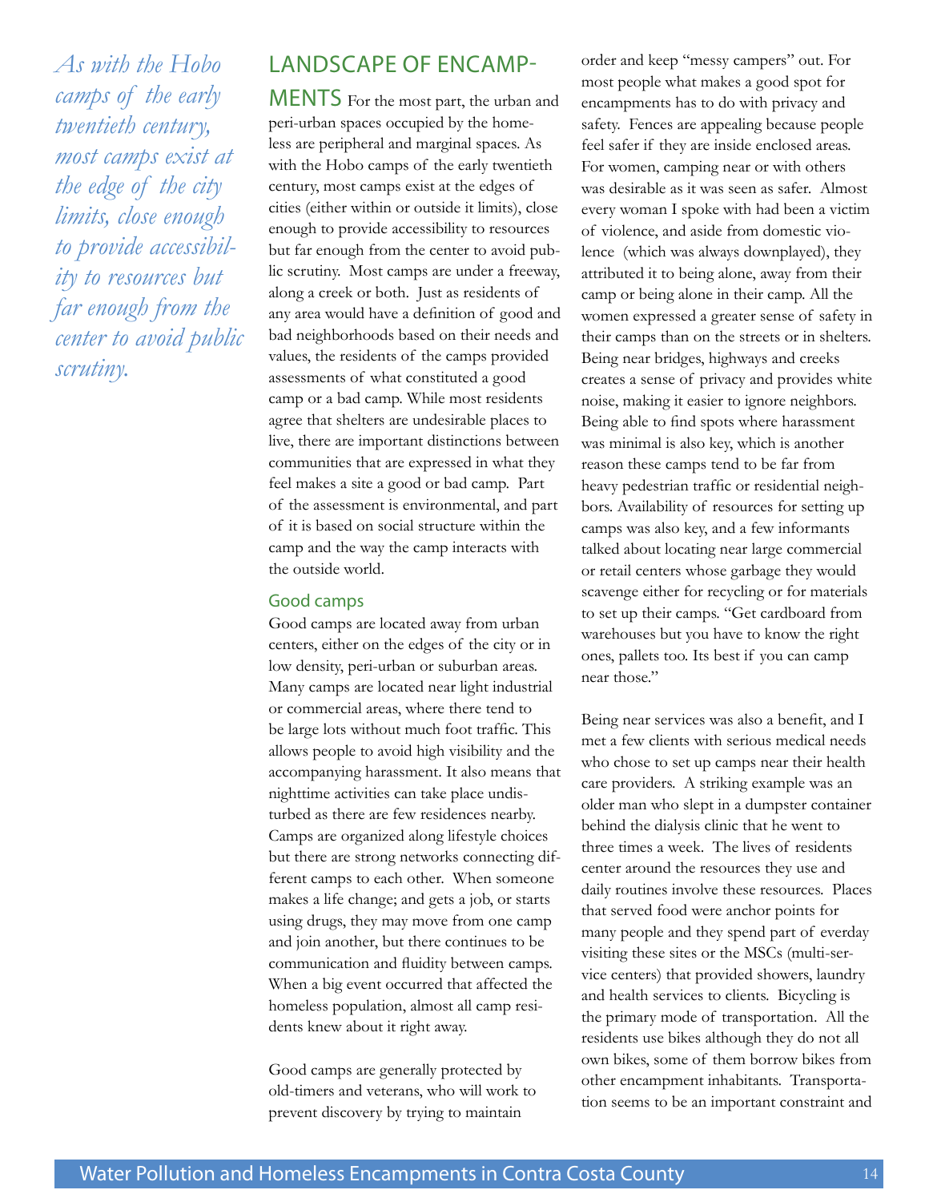*As with the Hobo camps of the early twentieth century, most camps exist at the edge of the city limits, close enough to provide accessibility to resources but far enough from the center to avoid public scrutiny.*

## LANDSCAPE OF ENCAMPMENTS

For the most part, the urban and peri-urban spaces occupied by the homeless are peripheral and marginal spaces. As with the Hobo camps of the early twentieth century, most camps exist at the edges of cities (either within or outside it limits), close enough to provide accessibility to resources but far enough from the center to avoid public scrutiny. Most camps are under a freeway, along a creek or both. Just as residents of any area would have a definition of good and bad neighborhoods based on their needs and values, the residents of the camps provided assessments of what constituted a good camp or a bad camp. While most residents agree that shelters are undesirable places to live, there are important distinctions between communities that are expressed in what they feel makes a site a good or bad camp. Part of the assessment is environmental, and part of it is based on social structure within the camp and the way the camp interacts with the outside world.

### Good camps

Good camps are located away from urban centers, either on the edges of the city or in low density, peri-urban or suburban areas. Many camps are located near light industrial or commercial areas, where there tend to be large lots without much foot traffic. This allows people to avoid high visibility and the accompanying harassment. It also means that nighttime activities can take place undisturbed as there are few residences nearby. Camps are organized along lifestyle choices but there are strong networks connecting different camps to each other. When someone makes a life change; and gets a job, or starts using drugs, they may move from one camp and join another, but there continues to be communication and fluidity between camps. When a big event occurred that affected the homeless population, almost all camp residents knew about it right away.

Good camps are generally protected by old-timers and veterans, who will work to prevent discovery by trying to maintain order and keep "messy campers" out. For most people what makes a good spot for encampments has to do with privacy and safety. Fences are appealing because people feel safer if they are inside enclosed areas. For women, camping near or with others was desirable as it was seen as safer. Almost every woman I spoke with had been a victim of violence, and aside from domestic violence (which was always downplayed), they attributed it to being alone, away from their camp or being alone in their camp. All the women expressed a greater sense of safety in their camps than on the streets or in shelters. Being near bridges, highways and creeks creates a sense of privacy and provides white noise, making it easier to ignore neighbors. Being able to find spots where harassment was minimal is also key, which is another reason these camps tend to be far from heavy pedestrian traffic or residential neighbors. Availability of resources for setting up camps was also key, and a few informants talked about locating near large commercial or retail centers whose garbage they would scavenge either for recycling or for materials to set up their camps. "Get cardboard from warehouses but you have to know the right ones, pallets too. Its best if you can camp near those."

Being near services was also a benefit, and I met a few clients with serious medical needs who chose to set up camps near their health care providers. A striking example was an older man who slept in a dumpster container behind the dialysis clinic that he went to three times a week. The lives of residents center around the resources they use and daily routines involve these resources. Places that served food were anchor points for many people and they spend part of everday visiting these sites or the MSCs (multi-service centers) that provided showers, laundry and health services to clients. Bicycling is the primary mode of transportation. All the residents use bikes although they do not all own bikes, some of them borrow bikes from other encampment inhabitants. Transportation seems to be an important constraint and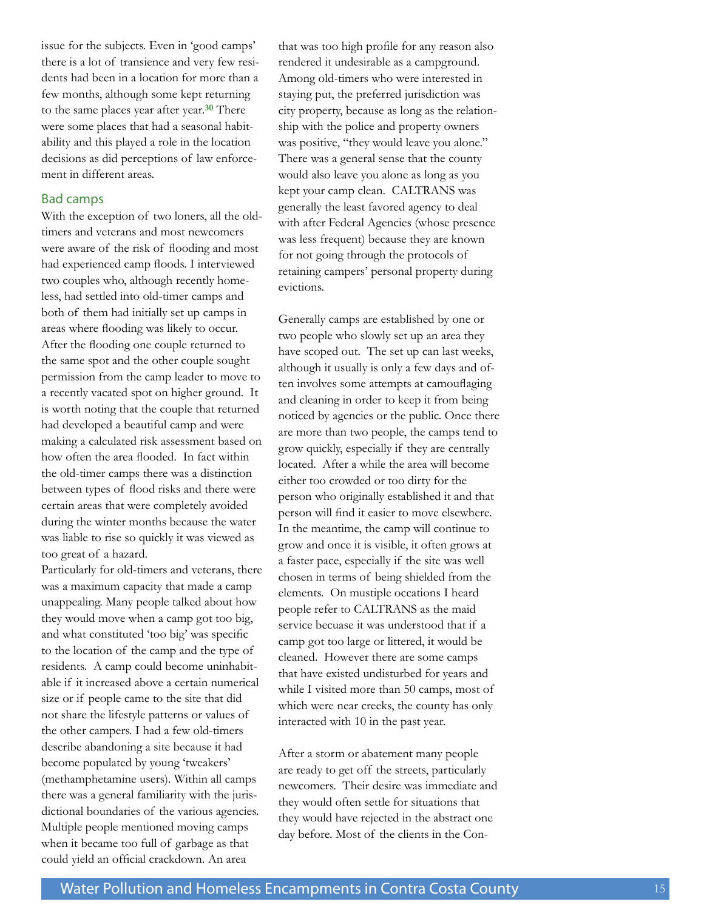issue for the subjects. Even in 'good camps' there is a lot of transience and very few residents had been in a location for more than a few months, although some kept returning to the same places year after year.[30] There were some places that had a seasonal habitability and this played a role in the location decisions as did perceptions of law enforcement in different areas.

## Bad camps

With the exception of two loners, all the old-timers and veterans and most newcomers were aware of the risk of flooding and most had experienced camp floods. I interviewed two couples who, although recently homeless, had settled into old-timer camps and both of them had initially set up camps in areas where flooding was likely to occur. After the flooding one couple returned to the same spot and the other couple sought permission from the camp leader to move to a recently vacated spot on higher ground. It is worth noting that the couple that returned had developed a beautiful camp and were making a calculated risk assessment based on how often the area flooded. In fact within the old-timer camps there was a distinction between types of flood risks and there were certain areas that were completely avoided during the winter months because the water was liable to rise so quickly it was viewed as too great of a hazard.

Particularly for old-timers and veterans, there was a maximum capacity that made a camp unappealing. Many people talked about how they would move when a camp got too big, and what constituted 'too big' was specific to the location of the camp and the type of residents. A camp could become uninhabitable if it increased above a certain numerical size or if people came to the site that did not share the lifestyle patterns or values of the other campers. I had a few old-timers describe abandoning a site because it had become populated by young 'tweakers' (methamphetamine users). Within all camps there was a general familiarity with the jurisdictional boundaries of the various agencies. Multiple people mentioned moving camps when it became too full of garbage as that could yield an official crackdown. An area that was too high profile for any reason also rendered it undesirable as a campground. Among old-timers who were interested in staying put, the preferred jurisdiction was city property, because as long as the relationship with the police and property owners was positive, "they would leave you alone." There was a general sense that the county would also leave you alone as long as you kept your camp clean. CALTRANS was generally the least favored agency to deal with after Federal Agencies (whose presence was less frequent) because they are known for not going through the protocols of retaining campers' personal property during evictions.

Generally camps are established by one or two people who slowly set up an area they have scoped out. The set up can last weeks, although it usually is only a few days and often involves some attempts at camouflaging and cleaning in order to keep it from being noticed by agencies or the public. Once there are more than two people, the camps tend to grow quickly, especially if they are centrally located. After a while the area will become either too crowded or too dirty for the person who originally established it and that person will find it easier to move elsewhere. In the meantime, the camp will continue to grow and once it is visible, it often grows at a faster pace, especially if the site was well chosen in terms of being shielded from the elements. On mustiple occations I heard people refer to CALTRANS as the maid service becuase it was understood that if a camp got too large or littered, it would be cleaned. However there are some camps that have existed undisturbed for years and while I visited more than 50 camps, most of which were near creeks, the county has only interacted with 10 in the past year.

After a storm or abatement many people are ready to get off the streets, particularly newcomers. Their desire was immediate and they would often settle for situations that they would have rejected in the abstract one day before. Most of the clients in the Con-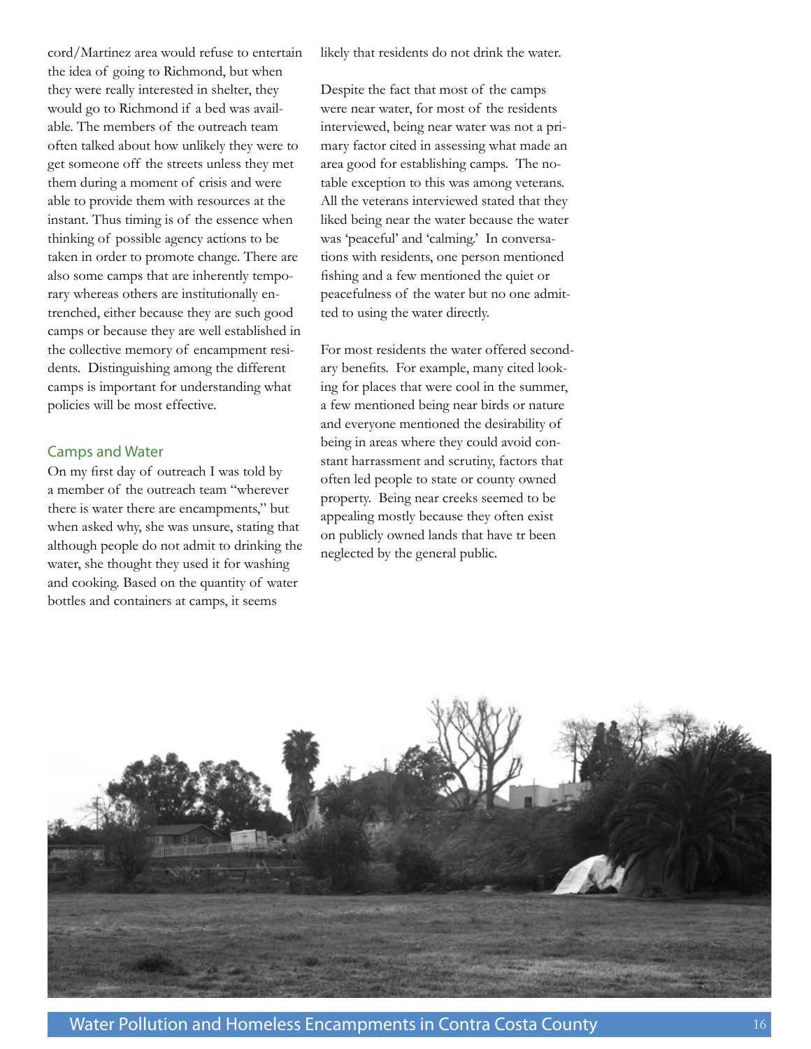cord/Martinez area would refuse to entertain the idea of going to Richmond, but when they were really interested in shelter, they would go to Richmond if a bed was available. The members of the outreach team often talked about how unlikely they were to get someone off the streets unless they met them during a moment of crisis and were able to provide them with resources at the instant. Thus timing is of the essence when thinking of possible agency actions to be taken in order to promote change. There are also some camps that are inherently temporary whereas others are institutionally entrenched, either because they are such good camps or because they are well established in the collective memory of encampment residents. Distinguishing among the different camps is important for understanding what policies will be most effective.

### Camps and Water

On my first day of outreach I was told by a member of the outreach team "wherever there is water there are encampments," but when asked why, she was unsure, stating that although people do not admit to drinking the water, she thought they used it for washing and cooking. Based on the quantity of water bottles and containers at camps, it seems likely that residents do not drink the water.

Despite the fact that most of the camps were near water, for most of the residents interviewed, being near water was not a primary factor cited in assessing what made an area good for establishing camps. The notable exception to this was among veterans. All the veterans interviewed stated that they liked being near the water because the water was 'peaceful' and 'calming.' In conversations with residents, one person mentioned fishing and a few mentioned the quiet or peacefulness of the water but no one admitted to using the water directly.

For most residents the water offered secondary benefits. For example, many cited looking for places that were cool in the summer, a few mentioned being near birds or nature and everyone mentioned the desirability of being in areas where they could avoid constant harrassment and scrutiny, factors that often led people to state or county owned property. Being near creeks seemed to be appealing mostly because they often exist on publicly owned lands that have tr been neglected by the general public.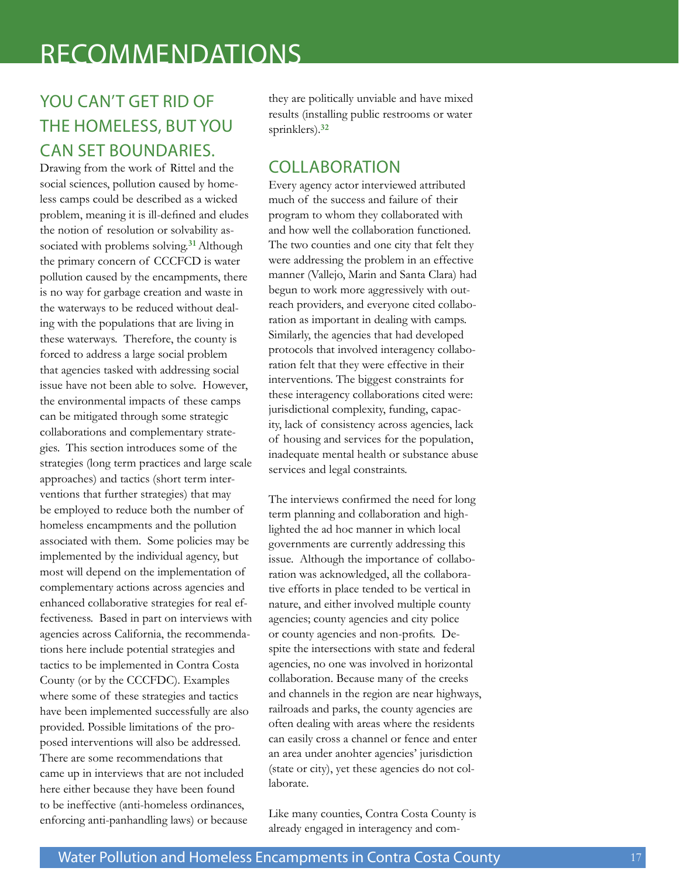# RECOMMENDATIONS

## YOU CAN'T GET RID OF THE HOMELESS, BUT YOU CAN SET BOUNDARIES.

Drawing from the work of Rittel and the social sciences, pollution caused by homeless camps could be described as a wicked problem, meaning it is ill-defined and eludes the notion of resolution or solvability associated with problems solving.[31] Although the primary concern of CCCFCD is water pollution caused by the encampments, there is no way for garbage creation and waste in the waterways to be reduced without dealing with the populations that are living in these waterways. Therefore, the county is forced to address a large social problem that agencies tasked with addressing social issue have not been able to solve. However, the environmental impacts of these camps can be mitigated through some strategic collaborations and complementary strategies. This section introduces some of the strategies (long term practices and large scale approaches) and tactics (short term interventions that further strategies) that may be employed to reduce both the number of homeless encampments and the pollution associated with them. Some policies may be implemented by the individual agency, but most will depend on the implementation of complementary actions across agencies and enhanced collaborative strategies for real effectiveness. Based in part on interviews with agencies across California, the recommendations here include potential strategies and tactics to be implemented in Contra Costa County (or by the CCCFDC). Examples where some of these strategies and tactics have been implemented successfully are also provided. Possible limitations of the proposed interventions will also be addressed. There are some recommendations that came up in interviews that are not included here either because they have been found to be ineffective (anti-homeless ordinances, enforcing anti-panhandling laws) or because they are politically unviable and have mixed results (installing public restrooms or water sprinklers).[32]

## COLLABORATION

Every agency actor interviewed attributed much of the success and failure of their program to whom they collaborated with and how well the collaboration functioned. The two counties and one city that felt they were addressing the problem in an effective manner (Vallejo, Marin and Santa Clara) had begun to work more aggressively with outreach providers, and everyone cited collaboration as important in dealing with camps. Similarly, the agencies that had developed protocols that involved interagency collaboration felt that they were effective in their interventions. The biggest constraints for these interagency collaborations cited were: jurisdictional complexity, funding, capacity, lack of consistency across agencies, lack of housing and services for the population, inadequate mental health or substance abuse services and legal constraints.

The interviews confirmed the need for long term planning and collaboration and highlighted the ad hoc manner in which local governments are currently addressing this issue. Although the importance of collaboration was acknowledged, all the collaborative efforts in place tended to be vertical in nature, and either involved multiple county agencies; county agencies and city police or county agencies and non-profits. Despite the intersections with state and federal agencies, no one was involved in horizontal collaboration. Because many of the creeks and channels in the region are near highways, railroads and parks, the county agencies are often dealing with areas where the residents can easily cross a channel or fence and enter an area under anohter agencies' jurisdiction (state or city), yet these agencies do not collaborate.

Like many counties, Contra Costa County is already engaged in interagency and com-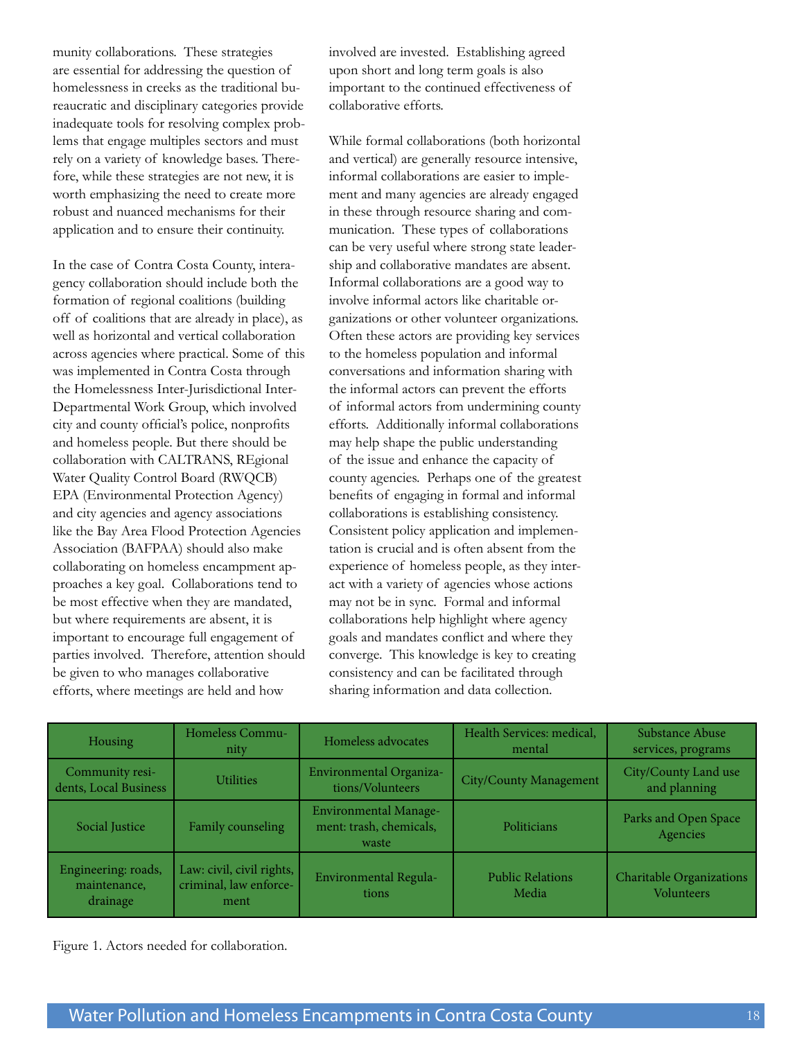munity collaborations. These strategies are essential for addressing the question of homelessness in creeks as the traditional bureaucratic and disciplinary categories provide inadequate tools for resolving complex problems that engage multiples sectors and must rely on a variety of knowledge bases. Therefore, while these strategies are not new, it is worth emphasizing the need to create more robust and nuanced mechanisms for their application and to ensure their continuity.

In the case of Contra Costa County, interagency collaboration should include both the formation of regional coalitions (building off of coalitions that are already in place), as well as horizontal and vertical collaboration across agencies where practical. Some of this was implemented in Contra Costa through the Homelessness Inter-Jurisdictional Inter-Departmental Work Group, which involved city and county official's police, nonprofits and homeless people. But there should be collaboration with CALTRANS, REgional Water Quality Control Board (RWQCB) EPA (Environmental Protection Agency) and city agencies and agency associations like the Bay Area Flood Protection Agencies Association (BAFPAA) should also make collaborating on homeless encampment approaches a key goal. Collaborations tend to be most effective when they are mandated, but where requirements are absent, it is important to encourage full engagement of parties involved. Therefore, attention should be given to who manages collaborative efforts, where meetings are held and how involved are invested. Establishing agreed upon short and long term goals is also important to the continued effectiveness of collaborative efforts.

While formal collaborations (both horizontal and vertical) are generally resource intensive, informal collaborations are easier to implement and many agencies are already engaged in these through resource sharing and communication. These types of collaborations can be very useful where strong state leadership and collaborative mandates are absent. Informal collaborations are a good way to involve informal actors like charitable organizations or other volunteer organizations. Often these actors are providing key services to the homeless population and informal conversations and information sharing with the informal actors can prevent the efforts of informal actors from undermining county efforts. Additionally informal collaborations may help shape the public understanding of the issue and enhance the capacity of county agencies. Perhaps one of the greatest benefits of engaging in formal and informal collaborations is establishing consistency. Consistent policy application and implementation is crucial and is often absent from the experience of homeless people, as they interact with a variety of agencies whose actions may not be in sync. Formal and informal collaborations help highlight where agency goals and mandates conflict and where they converge. This knowledge is key to creating consistency and can be facilitated through sharing information and data collection.

| Housing | Homeless Community | Homeless advocates | Health Services: medical, mental | Substance Abuse services, programs |
|---|---|---|---|---|
| Community residents, Local Business | Utilities | Environmental Organizations/Volunteers | City/County Management | City/County Land use and planning |
| Social Justice | Family counseling | Environmental Management: trash, chemicals, waste | Politicians | Parks and Open Space Agencies |
| Engineering: roads, maintenance, drainage | Law: civil, civil rights, criminal, law enforcement | Environmental Regulations | Public Relations Media | Charitable Organizations Volunteers |

Figure 1. Actors needed for collaboration.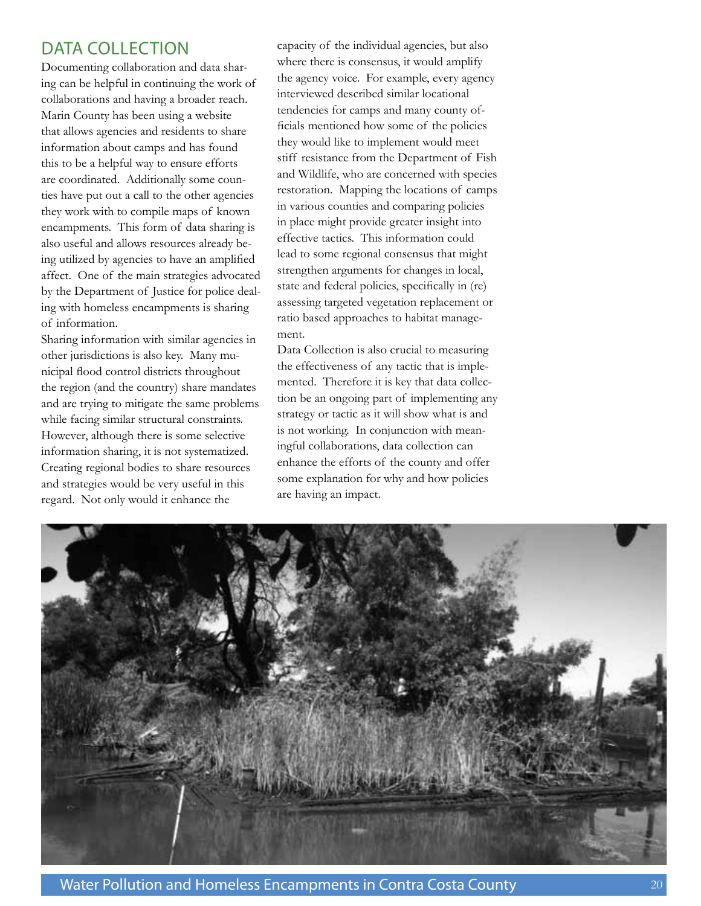## DATA COLLECTION

Documenting collaboration and data sharing can be helpful in continuing the work of collaborations and having a broader reach. Marin County has been using a website that allows agencies and residents to share information about camps and has found this to be a helpful way to ensure efforts are coordinated. Additionally some counties have put out a call to the other agencies they work with to compile maps of known encampments. This form of data sharing is also useful and allows resources already being utilized by agencies to have an amplified affect. One of the main strategies advocated by the Department of Justice for police dealing with homeless encampments is sharing of information.

Sharing information with similar agencies in other jurisdictions is also key. Many municipal flood control districts throughout the region (and the country) share mandates and are trying to mitigate the same problems while facing similar structural constraints. However, although there is some selective information sharing, it is not systematized. Creating regional bodies to share resources and strategies would be very useful in this regard. Not only would it enhance the capacity of the individual agencies, but also where there is consensus, it would amplify the agency voice. For example, every agency interviewed described similar locational tendencies for camps and many county officials mentioned how some of the policies they would like to implement would meet stiff resistance from the Department of Fish and Wildlife, who are concerned with species restoration. Mapping the locations of camps in various counties and comparing policies in place might provide greater insight into effective tactics. This information could lead to some regional consensus that might strengthen arguments for changes in local, state and federal policies, specifically in (re) assessing targeted vegetation replacement or ratio based approaches to habitat management.

Data Collection is also crucial to measuring the effectiveness of any tactic that is implemented. Therefore it is key that data collection be an ongoing part of implementing any strategy or tactic as it will show what is and is not working. In conjunction with meaningful collaborations, data collection can enhance the efforts of the county and offer some explanation for why and how policies are having an impact.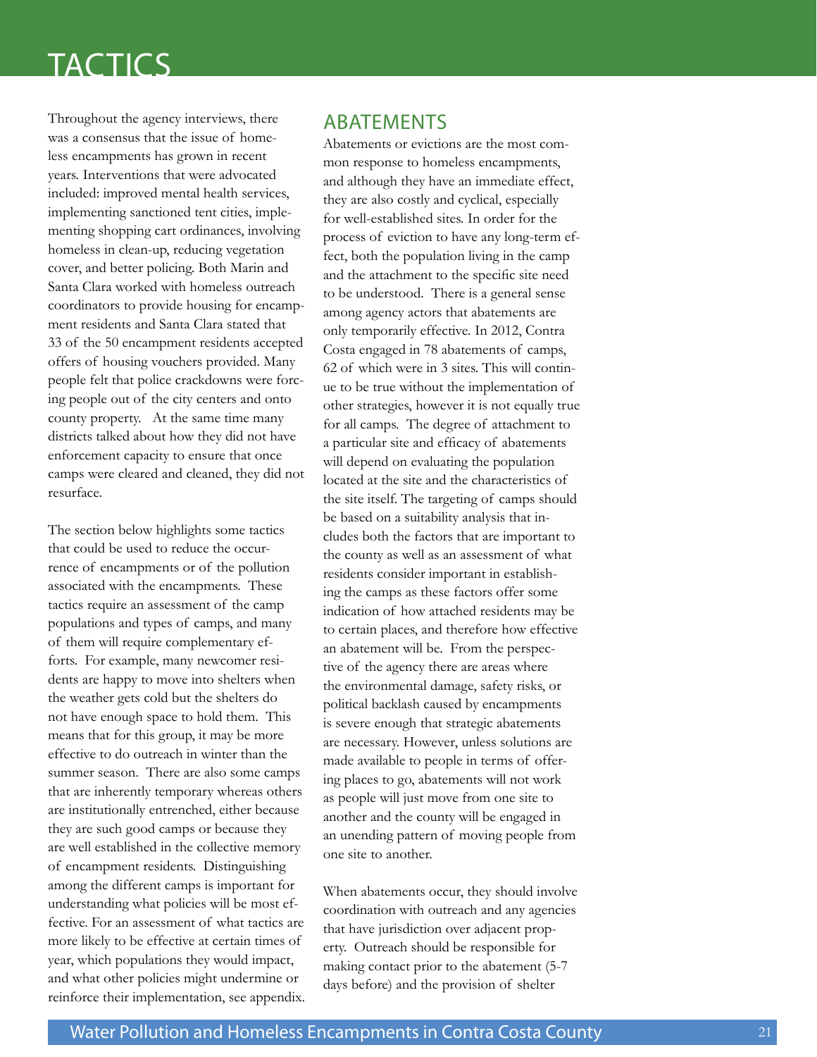# TACTICS

Throughout the agency interviews, there was a consensus that the issue of homeless encampments has grown in recent years. Interventions that were advocated included: improved mental health services, implementing sanctioned tent cities, implementing shopping cart ordinances, involving homeless in clean-up, reducing vegetation cover, and better policing. Both Marin and Santa Clara worked with homeless outreach coordinators to provide housing for encampment residents and Santa Clara stated that 33 of the 50 encampment residents accepted offers of housing vouchers provided. Many people felt that police crackdowns were forcing people out of the city centers and onto county property. At the same time many districts talked about how they did not have enforcement capacity to ensure that once camps were cleared and cleaned, they did not resurface.

The section below highlights some tactics that could be used to reduce the occurrence of encampments or of the pollution associated with the encampments. These tactics require an assessment of the camp populations and types of camps, and many of them will require complementary efforts. For example, many newcomer residents are happy to move into shelters when the weather gets cold but the shelters do not have enough space to hold them. This means that for this group, it may be more effective to do outreach in winter than the summer season. There are also some camps that are inherently temporary whereas others are institutionally entrenched, either because they are such good camps or because they are well established in the collective memory of encampment residents. Distinguishing among the different camps is important for understanding what policies will be most effective. For an assessment of what tactics are more likely to be effective at certain times of year, which populations they would impact, and what other policies might undermine or reinforce their implementation, see appendix.

## ABATEMENTS

Abatements or evictions are the most common response to homeless encampments, and although they have an immediate effect, they are also costly and cyclical, especially for well-established sites. In order for the process of eviction to have any long-term effect, both the population living in the camp and the attachment to the specific site need to be understood. There is a general sense among agency actors that abatements are only temporarily effective. In 2012, Contra Costa engaged in 78 abatements of camps, 62 of which were in 3 sites. This will continue to be true without the implementation of other strategies, however it is not equally true for all camps. The degree of attachment to a particular site and efficacy of abatements will depend on evaluating the population located at the site and the characteristics of the site itself. The targeting of camps should be based on a suitability analysis that includes both the factors that are important to the county as well as an assessment of what residents consider important in establishing the camps as these factors offer some indication of how attached residents may be to certain places, and therefore how effective an abatement will be. From the perspective of the agency there are areas where the environmental damage, safety risks, or political backlash caused by encampments is severe enough that strategic abatements are necessary. However, unless solutions are made available to people in terms of offering places to go, abatements will not work as people will just move from one site to another and the county will be engaged in an unending pattern of moving people from one site to another.

When abatements occur, they should involve coordination with outreach and any agencies that have jurisdiction over adjacent property. Outreach should be responsible for making contact prior to the abatement (5-7 days before) and the provision of shelter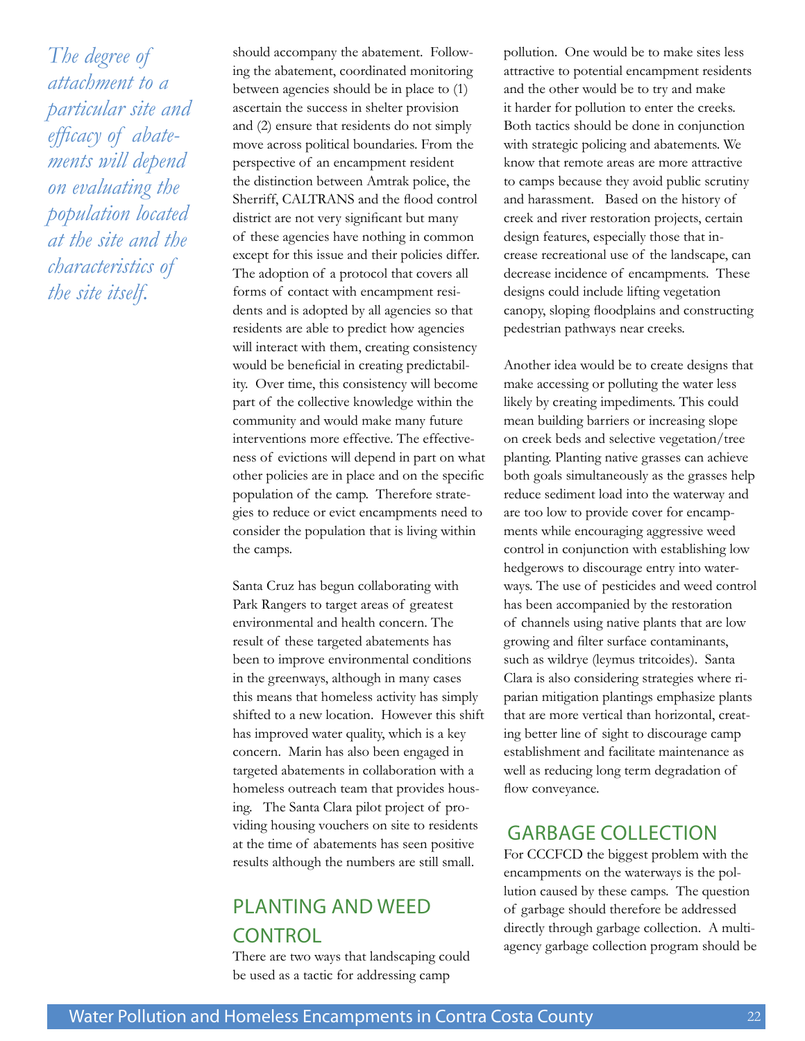*The degree of attachment to a particular site and efficacy of abatements will depend on evaluating the population located at the site and the characteristics of the site itself.*

should accompany the abatement. Following the abatement, coordinated monitoring between agencies should be in place to (1) ascertain the success in shelter provision and (2) ensure that residents do not simply move across political boundaries. From the perspective of an encampment resident the distinction between Amtrak police, the Sherriff, CALTRANS and the flood control district are not very significant but many of these agencies have nothing in common except for this issue and their policies differ. The adoption of a protocol that covers all forms of contact with encampment residents and is adopted by all agencies so that residents are able to predict how agencies will interact with them, creating consistency would be beneficial in creating predictability. Over time, this consistency will become part of the collective knowledge within the community and would make many future interventions more effective. The effectiveness of evictions will depend in part on what other policies are in place and on the specific population of the camp. Therefore strategies to reduce or evict encampments need to consider the population that is living within the camps.

Santa Cruz has begun collaborating with Park Rangers to target areas of greatest environmental and health concern. The result of these targeted abatements has been to improve environmental conditions in the greenways, although in many cases this means that homeless activity has simply shifted to a new location. However this shift has improved water quality, which is a key concern. Marin has also been engaged in targeted abatements in collaboration with a homeless outreach team that provides housing. The Santa Clara pilot project of providing housing vouchers on site to residents at the time of abatements has seen positive results although the numbers are still small.

## PLANTING AND WEED CONTROL

There are two ways that landscaping could be used as a tactic for addressing camp pollution. One would be to make sites less attractive to potential encampment residents and the other would be to try and make it harder for pollution to enter the creeks. Both tactics should be done in conjunction with strategic policing and abatements. We know that remote areas are more attractive to camps because they avoid public scrutiny and harassment. Based on the history of creek and river restoration projects, certain design features, especially those that increase recreational use of the landscape, can decrease incidence of encampments. These designs could include lifting vegetation canopy, sloping floodplains and constructing pedestrian pathways near creeks.

Another idea would be to create designs that make accessing or polluting the water less likely by creating impediments. This could mean building barriers or increasing slope on creek beds and selective vegetation/tree planting. Planting native grasses can achieve both goals simultaneously as the grasses help reduce sediment load into the waterway and are too low to provide cover for encampments while encouraging aggressive weed control in conjunction with establishing low hedgerows to discourage entry into waterways. The use of pesticides and weed control has been accompanied by the restoration of channels using native plants that are low growing and filter surface contaminants, such as wildrye (leymus tritcoides). Santa Clara is also considering strategies where riparian mitigation plantings emphasize plants that are more vertical than horizontal, creating better line of sight to discourage camp establishment and facilitate maintenance as well as reducing long term degradation of flow conveyance.

## GARBAGE COLLECTION

For CCCFCD the biggest problem with the encampments on the waterways is the pollution caused by these camps. The question of garbage should therefore be addressed directly through garbage collection. A multi-agency garbage collection program should be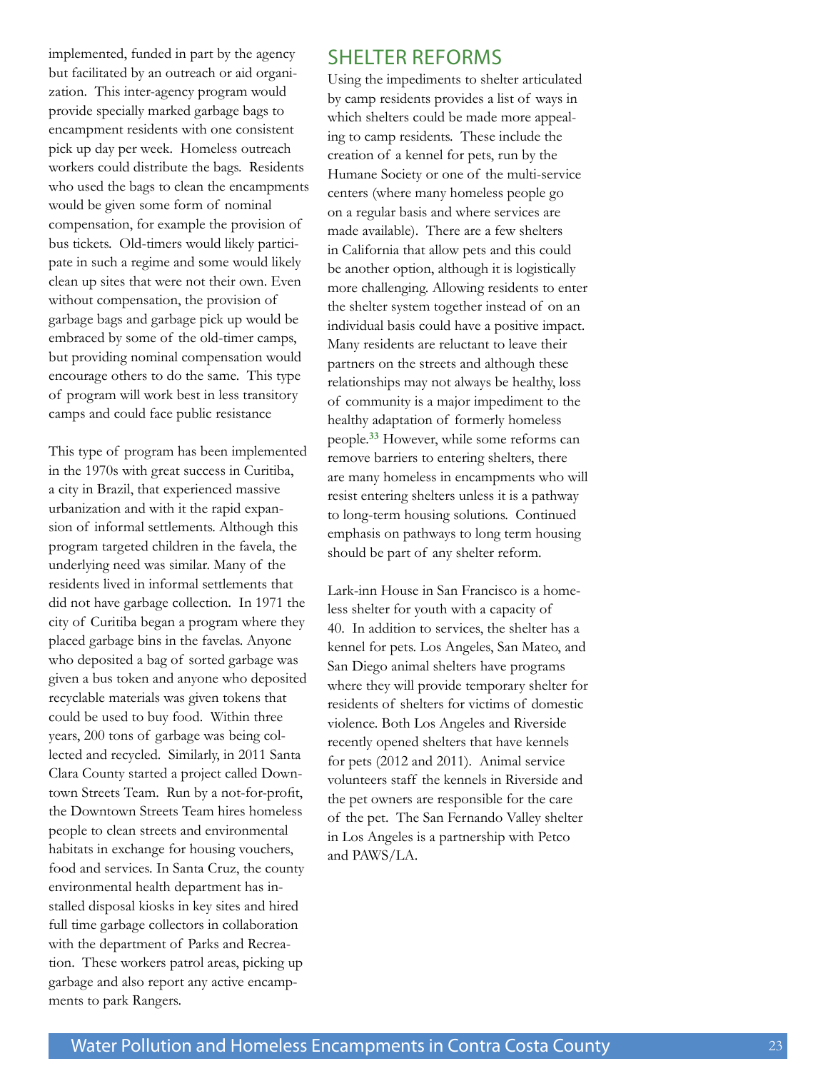implemented, funded in part by the agency but facilitated by an outreach or aid organization. This inter-agency program would provide specially marked garbage bags to encampment residents with one consistent pick up day per week. Homeless outreach workers could distribute the bags. Residents who used the bags to clean the encampments would be given some form of nominal compensation, for example the provision of bus tickets. Old-timers would likely participate in such a regime and some would likely clean up sites that were not their own. Even without compensation, the provision of garbage bags and garbage pick up would be embraced by some of the old-timer camps, but providing nominal compensation would encourage others to do the same. This type of program will work best in less transitory camps and could face public resistance

This type of program has been implemented in the 1970s with great success in Curitiba, a city in Brazil, that experienced massive urbanization and with it the rapid expansion of informal settlements. Although this program targeted children in the favela, the underlying need was similar. Many of the residents lived in informal settlements that did not have garbage collection. In 1971 the city of Curitiba began a program where they placed garbage bins in the favelas. Anyone who deposited a bag of sorted garbage was given a bus token and anyone who deposited recyclable materials was given tokens that could be used to buy food. Within three years, 200 tons of garbage was being collected and recycled. Similarly, in 2011 Santa Clara County started a project called Downtown Streets Team. Run by a not-for-profit, the Downtown Streets Team hires homeless people to clean streets and environmental habitats in exchange for housing vouchers, food and services. In Santa Cruz, the county environmental health department has installed disposal kiosks in key sites and hired full time garbage collectors in collaboration with the department of Parks and Recreation. These workers patrol areas, picking up garbage and also report any active encampments to park Rangers.

## SHELTER REFORMS

Using the impediments to shelter articulated by camp residents provides a list of ways in which shelters could be made more appealing to camp residents. These include the creation of a kennel for pets, run by the Humane Society or one of the multi-service centers (where many homeless people go on a regular basis and where services are made available). There are a few shelters in California that allow pets and this could be another option, although it is logistically more challenging. Allowing residents to enter the shelter system together instead of on an individual basis could have a positive impact. Many residents are reluctant to leave their partners on the streets and although these relationships may not always be healthy, loss of community is a major impediment to the healthy adaptation of formerly homeless people.[33] However, while some reforms can remove barriers to entering shelters, there are many homeless in encampments who will resist entering shelters unless it is a pathway to long-term housing solutions. Continued emphasis on pathways to long term housing should be part of any shelter reform.

Lark-inn House in San Francisco is a homeless shelter for youth with a capacity of 40. In addition to services, the shelter has a kennel for pets. Los Angeles, San Mateo, and San Diego animal shelters have programs where they will provide temporary shelter for residents of shelters for victims of domestic violence. Both Los Angeles and Riverside recently opened shelters that have kennels for pets (2012 and 2011). Animal service volunteers staff the kennels in Riverside and the pet owners are responsible for the care of the pet. The San Fernando Valley shelter in Los Angeles is a partnership with Petco and PAWS/LA.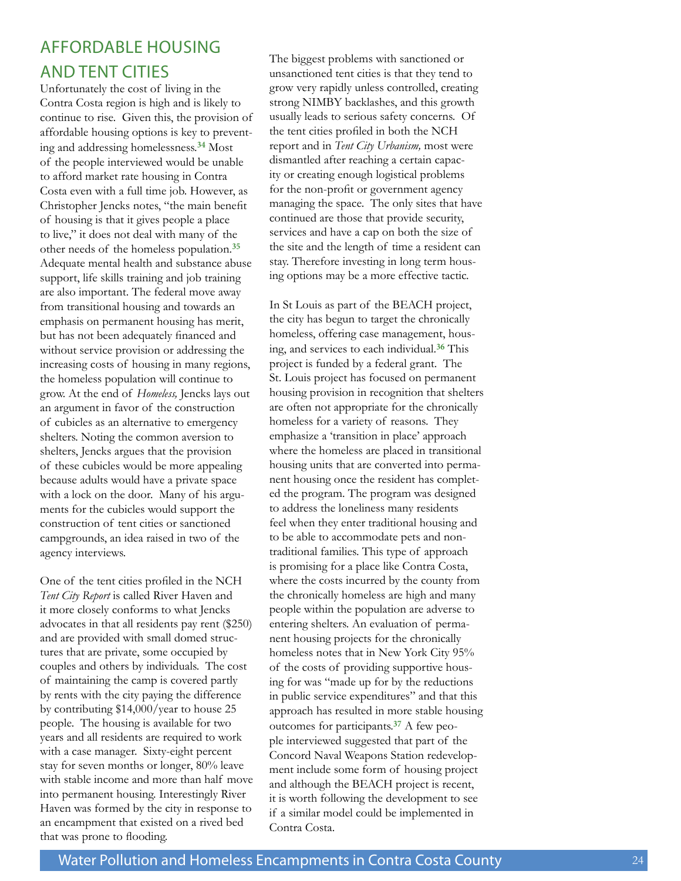## AFFORDABLE HOUSING AND TENT CITIES

Unfortunately the cost of living in the Contra Costa region is high and is likely to continue to rise. Given this, the provision of affordable housing options is key to preventing and addressing homelessness.[34] Most of the people interviewed would be unable to afford market rate housing in Contra Costa even with a full time job. However, as Christopher Jencks notes, "the main benefit of housing is that it gives people a place to live," it does not deal with many of the other needs of the homeless population.[35] Adequate mental health and substance abuse support, life skills training and job training are also important. The federal move away from transitional housing and towards an emphasis on permanent housing has merit, but has not been adequately financed and without service provision or addressing the increasing costs of housing in many regions, the homeless population will continue to grow. At the end of *Homeless,* Jencks lays out an argument in favor of the construction of cubicles as an alternative to emergency shelters. Noting the common aversion to shelters, Jencks argues that the provision of these cubicles would be more appealing because adults would have a private space with a lock on the door. Many of his arguments for the cubicles would support the construction of tent cities or sanctioned campgrounds, an idea raised in two of the agency interviews.

One of the tent cities profiled in the NCH *Tent City Report* is called River Haven and it more closely conforms to what Jencks advocates in that all residents pay rent ($250) and are provided with small domed structures that are private, some occupied by couples and others by individuals. The cost of maintaining the camp is covered partly by rents with the city paying the difference by contributing $14,000/year to house 25 people. The housing is available for two years and all residents are required to work with a case manager. Sixty-eight percent stay for seven months or longer, 80% leave with stable income and more than half move into permanent housing. Interestingly River Haven was formed by the city in response to an encampment that existed on a rived bed that was prone to flooding.

The biggest problems with sanctioned or unsanctioned tent cities is that they tend to grow very rapidly unless controlled, creating strong NIMBY backlashes, and this growth usually leads to serious safety concerns. Of the tent cities profiled in both the NCH report and in *Tent City Urbanism,* most were dismantled after reaching a certain capacity or creating enough logistical problems for the non-profit or government agency managing the space. The only sites that have continued are those that provide security, services and have a cap on both the size of the site and the length of time a resident can stay. Therefore investing in long term housing options may be a more effective tactic.

In St Louis as part of the BEACH project, the city has begun to target the chronically homeless, offering case management, housing, and services to each individual.[36] This project is funded by a federal grant. The St. Louis project has focused on permanent housing provision in recognition that shelters are often not appropriate for the chronically homeless for a variety of reasons. They emphasize a 'transition in place' approach where the homeless are placed in transitional housing units that are converted into permanent housing once the resident has completed the program. The program was designed to address the loneliness many residents feel when they enter traditional housing and to be able to accommodate pets and non-traditional families. This type of approach is promising for a place like Contra Costa, where the costs incurred by the county from the chronically homeless are high and many people within the population are adverse to entering shelters. An evaluation of permanent housing projects for the chronically homeless notes that in New York City 95% of the costs of providing supportive housing for was "made up for by the reductions in public service expenditures" and that this approach has resulted in more stable housing outcomes for participants.[37] A few people interviewed suggested that part of the Concord Naval Weapons Station redevelopment include some form of housing project and although the BEACH project is recent, it is worth following the development to see if a similar model could be implemented in Contra Costa.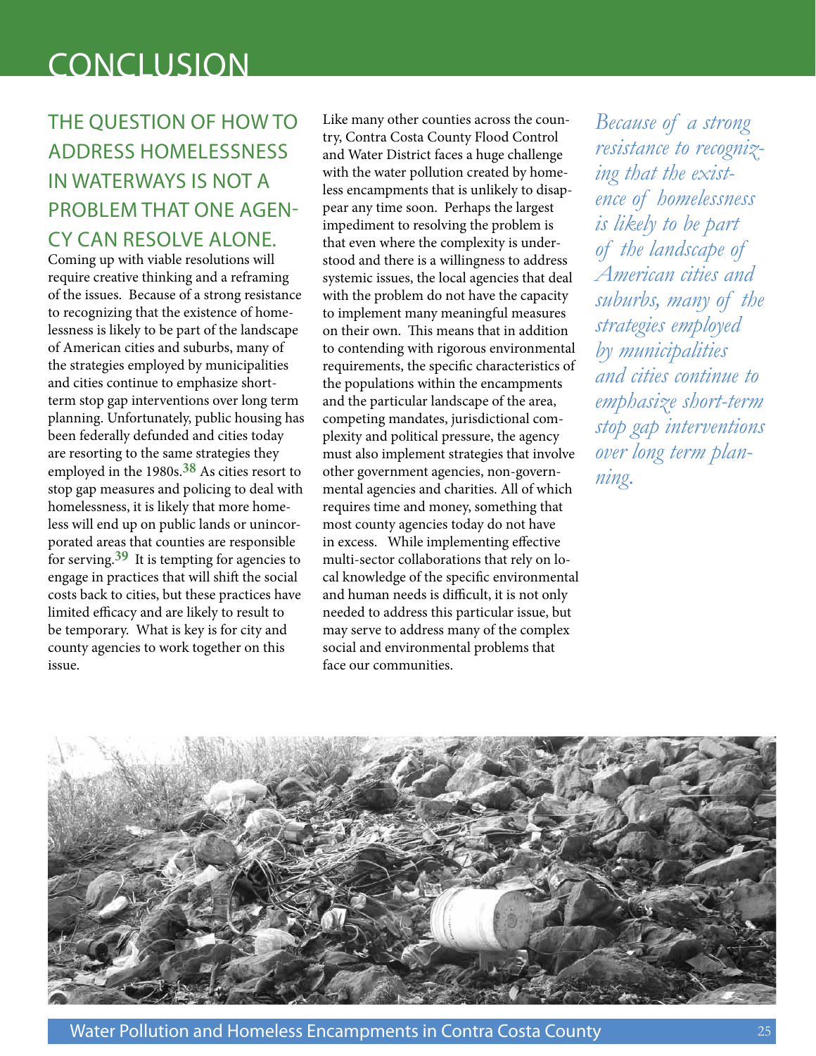# CONCLUSION

## THE QUESTION OF HOW TO ADDRESS HOMELESSNESS IN WATERWAYS IS NOT A PROBLEM THAT ONE AGENCY CAN RESOLVE ALONE.

Coming up with viable resolutions will require creative thinking and a reframing of the issues. Because of a strong resistance to recognizing that the existence of homelessness is likely to be part of the landscape of American cities and suburbs, many of the strategies employed by municipalities and cities continue to emphasize short-term stop gap interventions over long term planning. Unfortunately, public housing has been federally defunded and cities today are resorting to the same strategies they employed in the 1980s.[38] As cities resort to stop gap measures and policing to deal with homelessness, it is likely that more homeless will end up on public lands or unincorporated areas that counties are responsible for serving.[39] It is tempting for agencies to engage in practices that will shift the social costs back to cities, but these practices have limited efficacy and are likely to result to be temporary. What is key is for city and county agencies to work together on this issue.

Like many other counties across the country, Contra Costa County Flood Control and Water District faces a huge challenge with the water pollution created by homeless encampments that is unlikely to disappear any time soon. Perhaps the largest impediment to resolving the problem is that even where the complexity is understood and there is a willingness to address systemic issues, the local agencies that deal with the problem do not have the capacity to implement many meaningful measures on their own. This means that in addition to contending with rigorous environmental requirements, the specific characteristics of the populations within the encampments and the particular landscape of the area, competing mandates, jurisdictional complexity and political pressure, the agency must also implement strategies that involve other government agencies, non-governmental agencies and charities. All of which requires time and money, something that most county agencies today do not have in excess. While implementing effective multi-sector collaborations that rely on local knowledge of the specific environmental and human needs is difficult, it is not only needed to address this particular issue, but may serve to address many of the complex social and environmental problems that face our communities.

*Because of a strong resistance to recognizing that the existence of homelessness is likely to be part of the landscape of American cities and suburbs, many of the strategies employed by municipalities and cities continue to emphasize short-term stop gap interventions over long term planning.*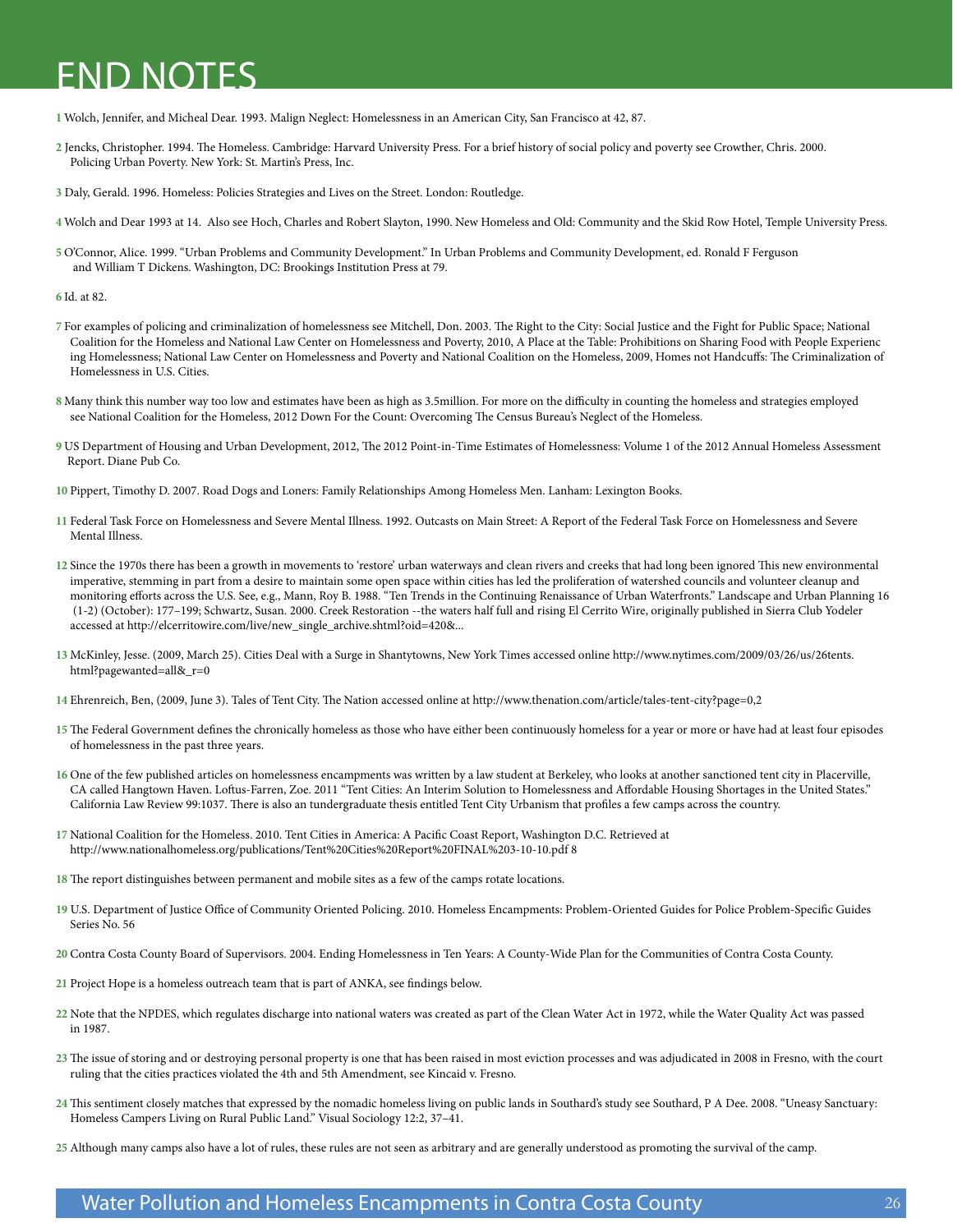# END NOTES

**1** Wolch, Jennifer, and Micheal Dear. 1993. Malign Neglect: Homelessness in an American City, San Francisco at 42, 87.

**2** Jencks, Christopher. 1994. The Homeless. Cambridge: Harvard University Press. For a brief history of social policy and poverty see Crowther, Chris. 2000. Policing Urban Poverty. New York: St. Martin's Press, Inc.

**3** Daly, Gerald. 1996. Homeless: Policies Strategies and Lives on the Street. London: Routledge.

**4** Wolch and Dear 1993 at 14. Also see Hoch, Charles and Robert Slayton, 1990. New Homeless and Old: Community and the Skid Row Hotel, Temple University Press.

**5** O'Connor, Alice. 1999. "Urban Problems and Community Development." In Urban Problems and Community Development, ed. Ronald F Ferguson and William T Dickens. Washington, DC: Brookings Institution Press at 79.

**6** Id. at 82.

**7** For examples of policing and criminalization of homelessness see Mitchell, Don. 2003. The Right to the City: Social Justice and the Fight for Public Space; National Coalition for the Homeless and National Law Center on Homelessness and Poverty, 2010, A Place at the Table: Prohibitions on Sharing Food with People Experiencing Homelessness; National Law Center on Homelessness and Poverty and National Coalition on the Homeless, 2009, Homes not Handcuffs: The Criminalization of Homelessness in U.S. Cities.

**8** Many think this number way too low and estimates have been as high as 3.5million. For more on the difficulty in counting the homeless and strategies employed see National Coalition for the Homeless, 2012 Down For the Count: Overcoming The Census Bureau's Neglect of the Homeless.

**9** US Department of Housing and Urban Development, 2012, The 2012 Point-in-Time Estimates of Homelessness: Volume 1 of the 2012 Annual Homeless Assessment Report. Diane Pub Co.

**10** Pippert, Timothy D. 2007. Road Dogs and Loners: Family Relationships Among Homeless Men. Lanham: Lexington Books.

**11** Federal Task Force on Homelessness and Severe Mental Illness. 1992. Outcasts on Main Street: A Report of the Federal Task Force on Homelessness and Severe Mental Illness.

**12** Since the 1970s there has been a growth in movements to 'restore' urban waterways and clean rivers and creeks that had long been ignored This new environmental imperative, stemming in part from a desire to maintain some open space within cities has led the proliferation of watershed councils and volunteer cleanup and monitoring efforts across the U.S. See, e.g., Mann, Roy B. 1988. "Ten Trends in the Continuing Renaissance of Urban Waterfronts." Landscape and Urban Planning 16 (1-2) (October): 177–199; Schwartz, Susan. 2000. Creek Restoration --the waters half full and rising El Cerrito Wire, originally published in Sierra Club Yodeler accessed at http://elcerritowire.com/live/new_single_archive.shtml?oid=420&...

**13** McKinley, Jesse. (2009, March 25). Cities Deal with a Surge in Shantytowns, New York Times accessed online http://www.nytimes.com/2009/03/26/us/26tents.html?pagewanted=all&_r=0

**14** Ehrenreich, Ben, (2009, June 3). Tales of Tent City. The Nation accessed online at http://www.thenation.com/article/tales-tent-city?page=0,2

**15** The Federal Government defines the chronically homeless as those who have either been continuously homeless for a year or more or have had at least four episodes of homelessness in the past three years.

**16** One of the few published articles on homelessness encampments was written by a law student at Berkeley, who looks at another sanctioned tent city in Placerville, CA called Hangtown Haven. Loftus-Farren, Zoe. 2011 "Tent Cities: An Interim Solution to Homelessness and Affordable Housing Shortages in the United States." California Law Review 99:1037. There is also an tundergraduate thesis entitled Tent City Urbanism that profiles a few camps across the country.

**17** National Coalition for the Homeless. 2010. Tent Cities in America: A Pacific Coast Report, Washington D.C. Retrieved at http://www.nationalhomeless.org/publications/Tent%20Cities%20Report%20FINAL%203-10-10.pdf 8

**18** The report distinguishes between permanent and mobile sites as a few of the camps rotate locations.

**19** U.S. Department of Justice Office of Community Oriented Policing. 2010. Homeless Encampments: Problem-Oriented Guides for Police Problem-Specific Guides Series No. 56

**20** Contra Costa County Board of Supervisors. 2004. Ending Homelessness in Ten Years: A County-Wide Plan for the Communities of Contra Costa County.

**21** Project Hope is a homeless outreach team that is part of ANKA, see findings below.

**22** Note that the NPDES, which regulates discharge into national waters was created as part of the Clean Water Act in 1972, while the Water Quality Act was passed in 1987.

**23** The issue of storing and or destroying personal property is one that has been raised in most eviction processes and was adjudicated in 2008 in Fresno, with the court ruling that the cities practices violated the 4th and 5th Amendment, see Kincaid v. Fresno.

**24** This sentiment closely matches that expressed by the nomadic homeless living on public lands in Southard's study see Southard, P A Dee. 2008. "Uneasy Sanctuary: Homeless Campers Living on Rural Public Land." Visual Sociology 12:2, 37–41.

**25** Although many camps also have a lot of rules, these rules are not seen as arbitrary and are generally understood as promoting the survival of the camp.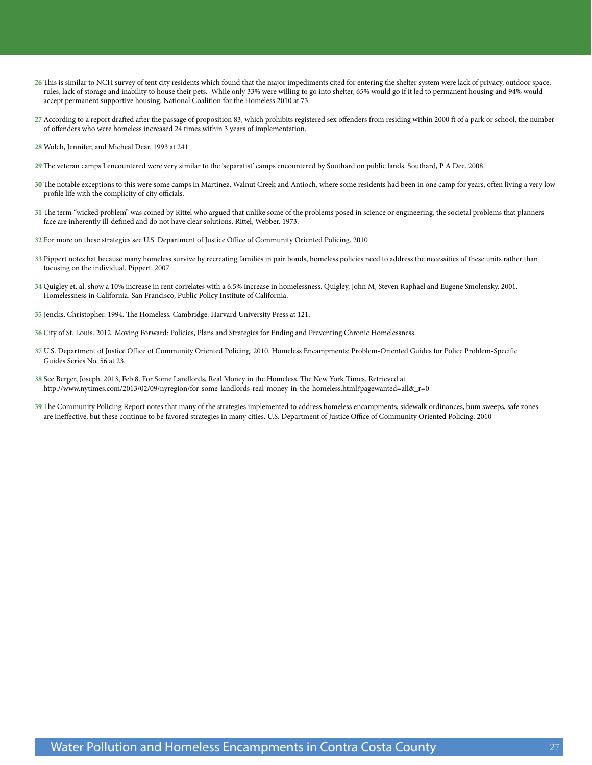26 This is similar to NCH survey of tent city residents which found that the major impediments cited for entering the shelter system were lack of privacy, outdoor space, rules, lack of storage and inability to house their pets. While only 33% were willing to go into shelter, 65% would go if it led to permanent housing and 94% would accept permanent supportive housing. National Coalition for the Homeless 2010 at 73.

27 According to a report drafted after the passage of proposition 83, which prohibits registered sex offenders from residing within 2000 ft of a park or school, the number of offenders who were homeless increased 24 times within 3 years of implementation.

28 Wolch, Jennifer, and Micheal Dear. 1993 at 241

29 The veteran camps I encountered were very similar to the 'separatist' camps encountered by Southard on public lands. Southard, P A Dee. 2008.

30 The notable exceptions to this were some camps in Martinez, Walnut Creek and Antioch, where some residents had been in one camp for years, often living a very low profile life with the complicity of city officials.

31 The term "wicked problem" was coined by Rittel who argued that unlike some of the problems posed in science or engineering, the societal problems that planners face are inherently ill-defined and do not have clear solutions. Rittel, Webber. 1973.

32 For more on these strategies see U.S. Department of Justice Office of Community Oriented Policing. 2010

33 Pippert notes hat because many homeless survive by recreating families in pair bonds, homeless policies need to address the necessities of these units rather than focusing on the individual. Pippert. 2007.

34 Quigley et. al. show a 10% increase in rent correlates with a 6.5% increase in homelessness. Quigley, John M, Steven Raphael and Eugene Smolensky. 2001. Homelessness in California. San Francisco, Public Policy Institute of California.

35 Jencks, Christopher. 1994. The Homeless. Cambridge: Harvard University Press at 121.

36 City of St. Louis. 2012. Moving Forward: Policies, Plans and Strategies for Ending and Preventing Chronic Homelessness.

37 U.S. Department of Justice Office of Community Oriented Policing. 2010. Homeless Encampments: Problem-Oriented Guides for Police Problem-Specific Guides Series No. 56 at 23.

38 See Berger, Joseph. 2013, Feb 8. For Some Landlords, Real Money in the Homeless. The New York Times. Retrieved at http://www.nytimes.com/2013/02/09/nyregion/for-some-landlords-real-money-in-the-homeless.html?pagewanted=all&_r=0

39 The Community Policing Report notes that many of the strategies implemented to address homeless encampments; sidewalk ordinances, bum sweeps, safe zones are ineffective, but these continue to be favored strategies in many cities. U.S. Department of Justice Office of Community Oriented Policing. 2010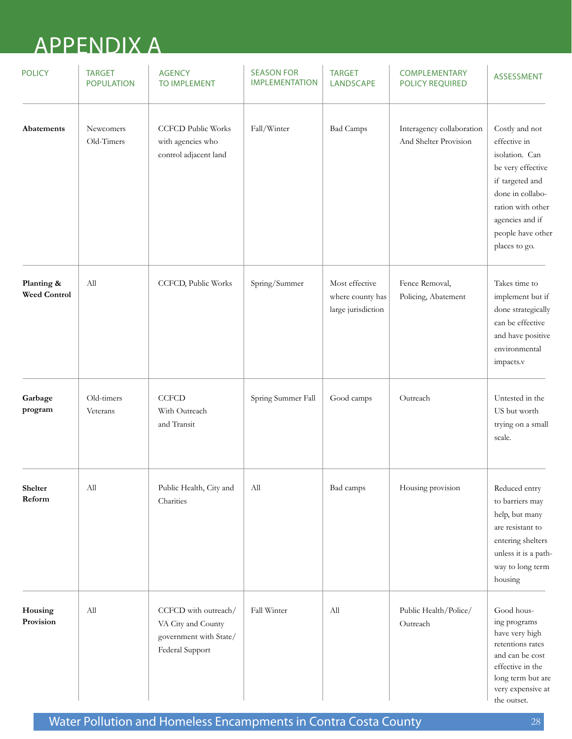# APPENDIX A

| POLICY | TARGET POPULATION | AGENCY TO IMPLEMENT | SEASON FOR IMPLEMENTATION | TARGET LANDSCAPE | COMPLEMENTARY POLICY REQUIRED | ASSESSMENT |
|---|---|---|---|---|---|---|
| **Abatements** | Newcomers Old-Timers | CCFCD Public Works with agencies who control adjacent land | Fall/Winter | Bad Camps | Interagency collaboration And Shelter Provision | Costly and not effective in isolation. Can be very effective if targeted and done in collaboration with other agencies and if people have other places to go. |
| **Planting & Weed Control** | All | CCFCD, Public Works | Spring/Summer | Most effective where county has large jurisdiction | Fence Removal, Policing, Abatement | Takes time to implement but if done strategically can be effective and have positive environmental impacts.v |
| **Garbage program** | Old-timers Veterans | CCFCD With Outreach and Transit | Spring Summer Fall | Good camps | Outreach | Untested in the US but worth trying on a small scale. |
| **Shelter Reform** | All | Public Health, City and Charities | All | Bad camps | Housing provision | Reduced entry to barriers may help, but many are resistant to entering shelters unless it is a pathway to long term housing |
| **Housing Provision** | All | CCFCD with outreach/ VA City and County government with State/ Federal Support | Fall Winter | All | Public Health/Police/ Outreach | Good housing programs have very high retentions rates and can be cost effective in the long term but are very expensive at the outset. |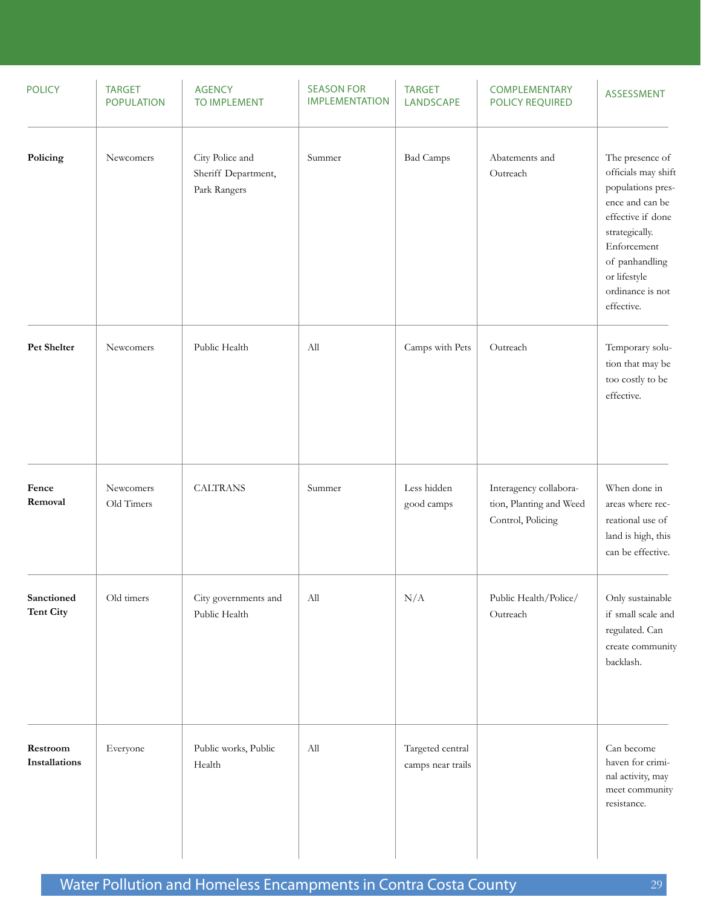| POLICY | TARGET POPULATION | AGENCY TO IMPLEMENT | SEASON FOR IMPLEMENTATION | TARGET LANDSCAPE | COMPLEMENTARY POLICY REQUIRED | ASSESSMENT |
|---|---|---|---|---|---|---|
| **Policing** | Newcomers | City Police and Sheriff Department, Park Rangers | Summer | Bad Camps | Abatements and Outreach | The presence of officials may shift populations presence and can be effective if done strategically. Enforcement of panhandling or lifestyle ordinance is not effective. |
| **Pet Shelter** | Newcomers | Public Health | All | Camps with Pets | Outreach | Temporary solution that may be too costly to be effective. |
| **Fence Removal** | Newcomers Old Timers | CALTRANS | Summer | Less hidden good camps | Interagency collaboration, Planting and Weed Control, Policing | When done in areas where recreational use of land is high, this can be effective. |
| **Sanctioned Tent City** | Old timers | City governments and Public Health | All | N/A | Public Health/Police/ Outreach | Only sustainable if small scale and regulated. Can create community backlash. |
| **Restroom Installations** | Everyone | Public works, Public Health | All | Targeted central camps near trails | | Can become haven for criminal activity, may meet community resistance. |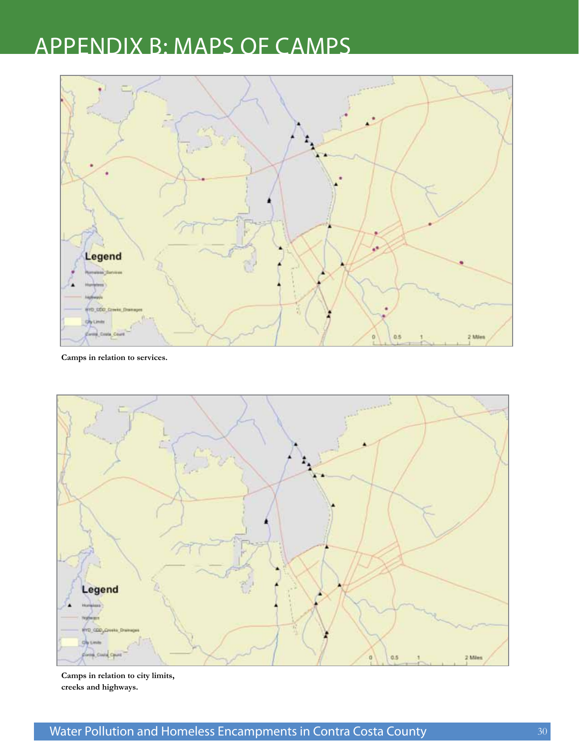# APPENDIX B: MAPS OF CAMPS

Camps in relation to services.

Camps in relation to city limits, creeks and highways.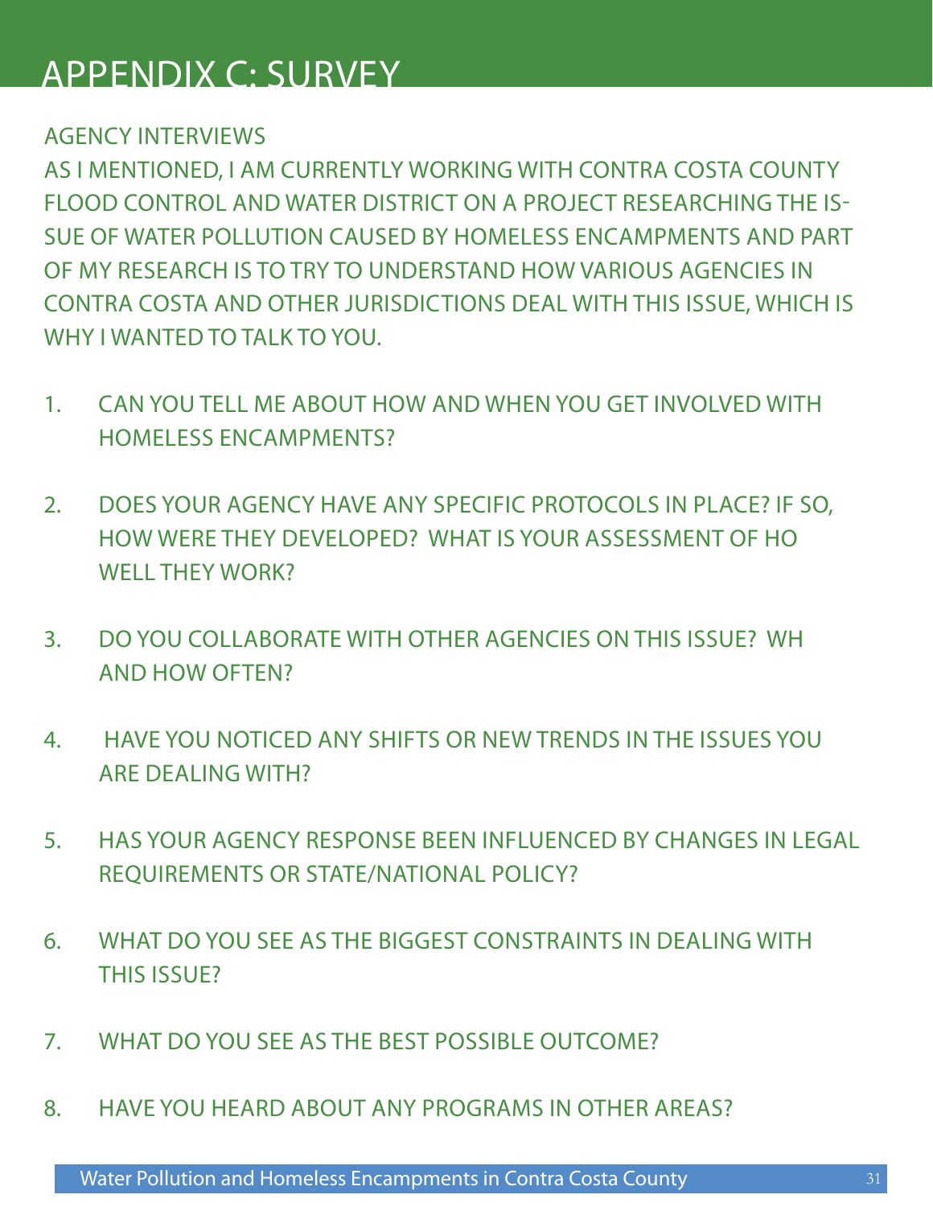# APPENDIX C: SURVEY

AGENCY INTERVIEWS

AS I MENTIONED, I AM CURRENTLY WORKING WITH CONTRA COSTA COUNTY FLOOD CONTROL AND WATER DISTRICT ON A PROJECT RESEARCHING THE ISSUE OF WATER POLLUTION CAUSED BY HOMELESS ENCAMPMENTS AND PART OF MY RESEARCH IS TO TRY TO UNDERSTAND HOW VARIOUS AGENCIES IN CONTRA COSTA AND OTHER JURISDICTIONS DEAL WITH THIS ISSUE, WHICH IS WHY I WANTED TO TALK TO YOU.

1. CAN YOU TELL ME ABOUT HOW AND WHEN YOU GET INVOLVED WITH HOMELESS ENCAMPMENTS?

2. DOES YOUR AGENCY HAVE ANY SPECIFIC PROTOCOLS IN PLACE? IF SO, HOW WERE THEY DEVELOPED? WHAT IS YOUR ASSESSMENT OF HO WELL THEY WORK?

3. DO YOU COLLABORATE WITH OTHER AGENCIES ON THIS ISSUE? WH AND HOW OFTEN?

4. HAVE YOU NOTICED ANY SHIFTS OR NEW TRENDS IN THE ISSUES YOU ARE DEALING WITH?

5. HAS YOUR AGENCY RESPONSE BEEN INFLUENCED BY CHANGES IN LEGAL REQUIREMENTS OR STATE/NATIONAL POLICY?

6. WHAT DO YOU SEE AS THE BIGGEST CONSTRAINTS IN DEALING WITH THIS ISSUE?

7. WHAT DO YOU SEE AS THE BEST POSSIBLE OUTCOME?

8. HAVE YOU HEARD ABOUT ANY PROGRAMS IN OTHER AREAS?